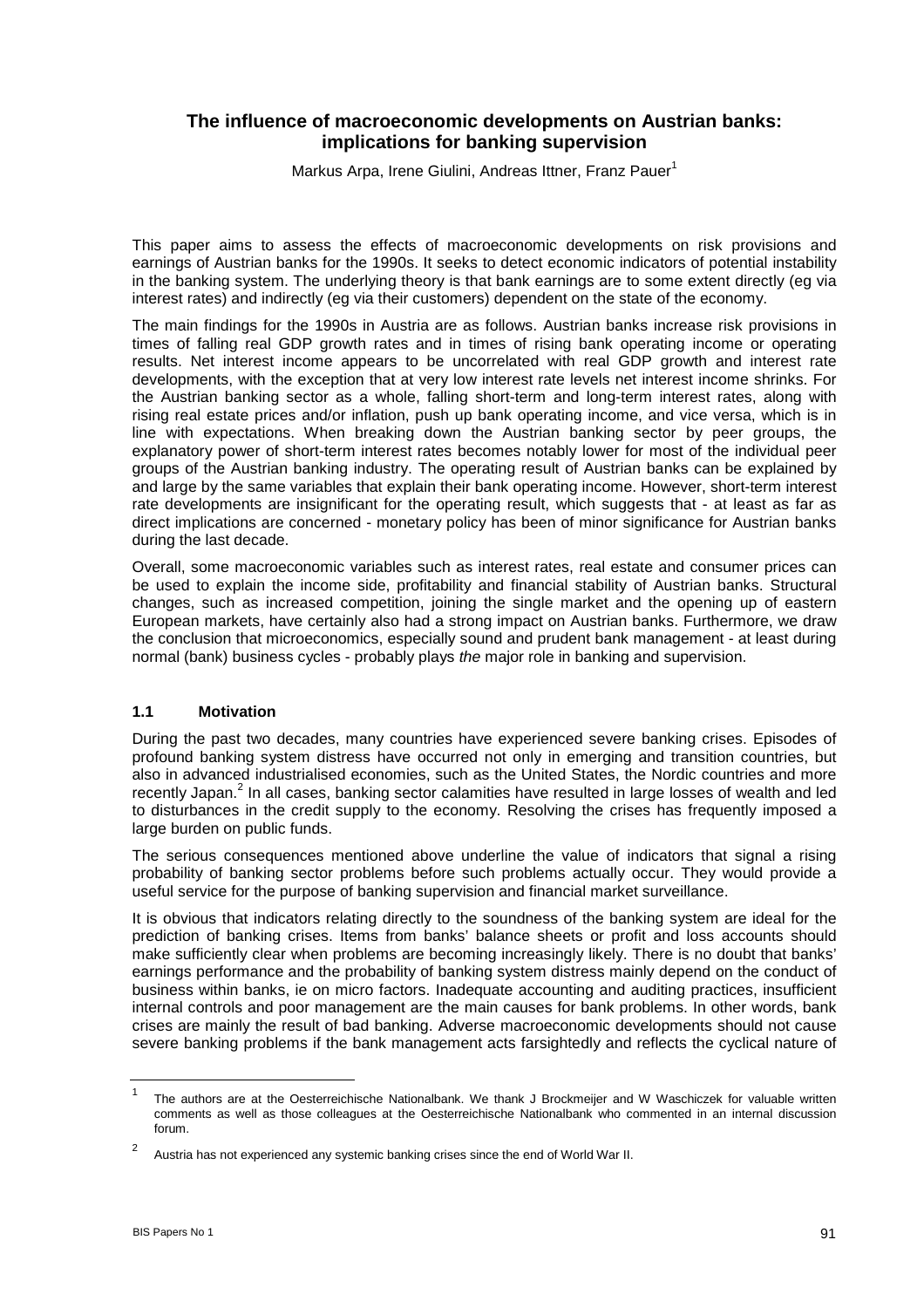# The influence of macroeconomic developments on Austrian banks: implications for banking supervision

Markus Arpa, Irene Giulini, Andreas Ittner, Franz Pauer[1]

This paper aims to assess the effects of macroeconomic developments on risk provisions and earnings of Austrian banks for the 1990s. It seeks to detect economic indicators of potential instability in the banking system. The underlying theory is that bank earnings are to some extent directly (eg via interest rates) and indirectly (eg via their customers) dependent on the state of the economy.

The main findings for the 1990s in Austria are as follows. Austrian banks increase risk provisions in times of falling real GDP growth rates and in times of rising bank operating income or operating results. Net interest income appears to be uncorrelated with real GDP growth and interest rate developments, with the exception that at very low interest rate levels net interest income shrinks. For the Austrian banking sector as a whole, falling short-term and long-term interest rates, along with rising real estate prices and/or inflation, push up bank operating income, and vice versa, which is in line with expectations. When breaking down the Austrian banking sector by peer groups, the explanatory power of short-term interest rates becomes notably lower for most of the individual peer groups of the Austrian banking industry. The operating result of Austrian banks can be explained by and large by the same variables that explain their bank operating income. However, short-term interest rate developments are insignificant for the operating result, which suggests that - at least as far as direct implications are concerned - monetary policy has been of minor significance for Austrian banks during the last decade.

Overall, some macroeconomic variables such as interest rates, real estate and consumer prices can be used to explain the income side, profitability and financial stability of Austrian banks. Structural changes, such as increased competition, joining the single market and the opening up of eastern European markets, have certainly also had a strong impact on Austrian banks. Furthermore, we draw the conclusion that microeconomics, especially sound and prudent bank management - at least during normal (bank) business cycles - probably plays *the* major role in banking and supervision.

## 1.1 Motivation

During the past two decades, many countries have experienced severe banking crises. Episodes of profound banking system distress have occurred not only in emerging and transition countries, but also in advanced industrialised economies, such as the United States, the Nordic countries and more recently Japan.[2] In all cases, banking sector calamities have resulted in large losses of wealth and led to disturbances in the credit supply to the economy. Resolving the crises has frequently imposed a large burden on public funds.

The serious consequences mentioned above underline the value of indicators that signal a rising probability of banking sector problems before such problems actually occur. They would provide a useful service for the purpose of banking supervision and financial market surveillance.

It is obvious that indicators relating directly to the soundness of the banking system are ideal for the prediction of banking crises. Items from banks' balance sheets or profit and loss accounts should make sufficiently clear when problems are becoming increasingly likely. There is no doubt that banks' earnings performance and the probability of banking system distress mainly depend on the conduct of business within banks, ie on micro factors. Inadequate accounting and auditing practices, insufficient internal controls and poor management are the main causes for bank problems. In other words, bank crises are mainly the result of bad banking. Adverse macroeconomic developments should not cause severe banking problems if the bank management acts farsightedly and reflects the cyclical nature of

---

[1] The authors are at the Oesterreichische Nationalbank. We thank J Brockmeijer and W Waschiczek for valuable written comments as well as those colleagues at the Oesterreichische Nationalbank who commented in an internal discussion forum.

[2] Austria has not experienced any systemic banking crises since the end of World War II.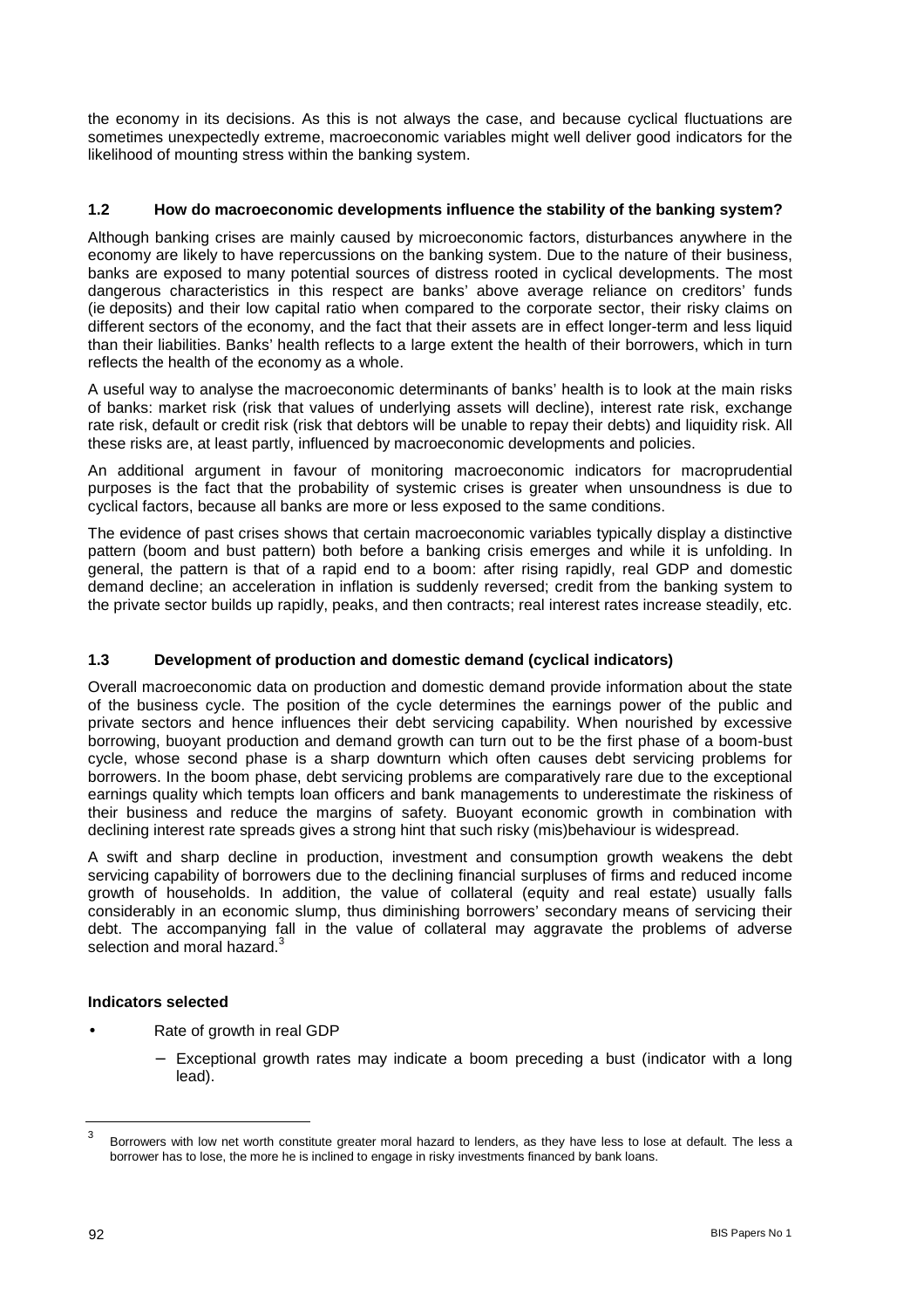the economy in its decisions. As this is not always the case, and because cyclical fluctuations are sometimes unexpectedly extreme, macroeconomic variables might well deliver good indicators for the likelihood of mounting stress within the banking system.

### 1.2 How do macroeconomic developments influence the stability of the banking system?

Although banking crises are mainly caused by microeconomic factors, disturbances anywhere in the economy are likely to have repercussions on the banking system. Due to the nature of their business, banks are exposed to many potential sources of distress rooted in cyclical developments. The most dangerous characteristics in this respect are banks' above average reliance on creditors' funds (ie deposits) and their low capital ratio when compared to the corporate sector, their risky claims on different sectors of the economy, and the fact that their assets are in effect longer-term and less liquid than their liabilities. Banks' health reflects to a large extent the health of their borrowers, which in turn reflects the health of the economy as a whole.

A useful way to analyse the macroeconomic determinants of banks' health is to look at the main risks of banks: market risk (risk that values of underlying assets will decline), interest rate risk, exchange rate risk, default or credit risk (risk that debtors will be unable to repay their debts) and liquidity risk. All these risks are, at least partly, influenced by macroeconomic developments and policies.

An additional argument in favour of monitoring macroeconomic indicators for macroprudential purposes is the fact that the probability of systemic crises is greater when unsoundness is due to cyclical factors, because all banks are more or less exposed to the same conditions.

The evidence of past crises shows that certain macroeconomic variables typically display a distinctive pattern (boom and bust pattern) both before a banking crisis emerges and while it is unfolding. In general, the pattern is that of a rapid end to a boom: after rising rapidly, real GDP and domestic demand decline; an acceleration in inflation is suddenly reversed; credit from the banking system to the private sector builds up rapidly, peaks, and then contracts; real interest rates increase steadily, etc.

### 1.3 Development of production and domestic demand (cyclical indicators)

Overall macroeconomic data on production and domestic demand provide information about the state of the business cycle. The position of the cycle determines the earnings power of the public and private sectors and hence influences their debt servicing capability. When nourished by excessive borrowing, buoyant production and demand growth can turn out to be the first phase of a boom-bust cycle, whose second phase is a sharp downturn which often causes debt servicing problems for borrowers. In the boom phase, debt servicing problems are comparatively rare due to the exceptional earnings quality which tempts loan officers and bank managements to underestimate the riskiness of their business and reduce the margins of safety. Buoyant economic growth in combination with declining interest rate spreads gives a strong hint that such risky (mis)behaviour is widespread.

A swift and sharp decline in production, investment and consumption growth weakens the debt servicing capability of borrowers due to the declining financial surpluses of firms and reduced income growth of households. In addition, the value of collateral (equity and real estate) usually falls considerably in an economic slump, thus diminishing borrowers' secondary means of servicing their debt. The accompanying fall in the value of collateral may aggravate the problems of adverse selection and moral hazard.[3]

**Indicators selected**

- Rate of growth in real GDP
  - Exceptional growth rates may indicate a boom preceding a bust (indicator with a long lead).

[3] Borrowers with low net worth constitute greater moral hazard to lenders, as they have less to lose at default. The less a borrower has to lose, the more he is inclined to engage in risky investments financed by bank loans.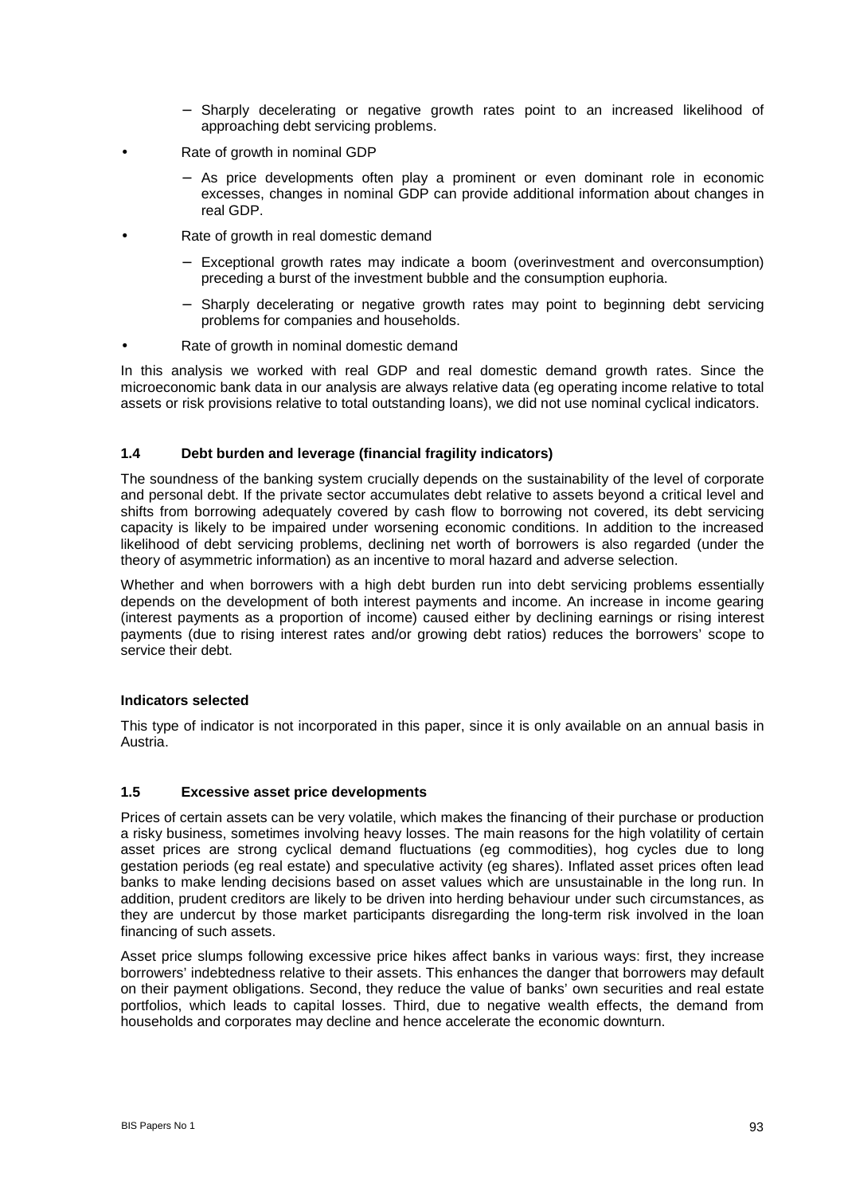- Sharply decelerating or negative growth rates point to an increased likelihood of approaching debt servicing problems.

- Rate of growth in nominal GDP
  - As price developments often play a prominent or even dominant role in economic excesses, changes in nominal GDP can provide additional information about changes in real GDP.
- Rate of growth in real domestic demand
  - Exceptional growth rates may indicate a boom (overinvestment and overconsumption) preceding a burst of the investment bubble and the consumption euphoria.
  - Sharply decelerating or negative growth rates may point to beginning debt servicing problems for companies and households.
- Rate of growth in nominal domestic demand

In this analysis we worked with real GDP and real domestic demand growth rates. Since the microeconomic bank data in our analysis are always relative data (eg operating income relative to total assets or risk provisions relative to total outstanding loans), we did not use nominal cyclical indicators.

### 1.4 Debt burden and leverage (financial fragility indicators)

The soundness of the banking system crucially depends on the sustainability of the level of corporate and personal debt. If the private sector accumulates debt relative to assets beyond a critical level and shifts from borrowing adequately covered by cash flow to borrowing not covered, its debt servicing capacity is likely to be impaired under worsening economic conditions. In addition to the increased likelihood of debt servicing problems, declining net worth of borrowers is also regarded (under the theory of asymmetric information) as an incentive to moral hazard and adverse selection.

Whether and when borrowers with a high debt burden run into debt servicing problems essentially depends on the development of both interest payments and income. An increase in income gearing (interest payments as a proportion of income) caused either by declining earnings or rising interest payments (due to rising interest rates and/or growing debt ratios) reduces the borrowers' scope to service their debt.

**Indicators selected**

This type of indicator is not incorporated in this paper, since it is only available on an annual basis in Austria.

### 1.5 Excessive asset price developments

Prices of certain assets can be very volatile, which makes the financing of their purchase or production a risky business, sometimes involving heavy losses. The main reasons for the high volatility of certain asset prices are strong cyclical demand fluctuations (eg commodities), hog cycles due to long gestation periods (eg real estate) and speculative activity (eg shares). Inflated asset prices often lead banks to make lending decisions based on asset values which are unsustainable in the long run. In addition, prudent creditors are likely to be driven into herding behaviour under such circumstances, as they are undercut by those market participants disregarding the long-term risk involved in the loan financing of such assets.

Asset price slumps following excessive price hikes affect banks in various ways: first, they increase borrowers' indebtedness relative to their assets. This enhances the danger that borrowers may default on their payment obligations. Second, they reduce the value of banks' own securities and real estate portfolios, which leads to capital losses. Third, due to negative wealth effects, the demand from households and corporates may decline and hence accelerate the economic downturn.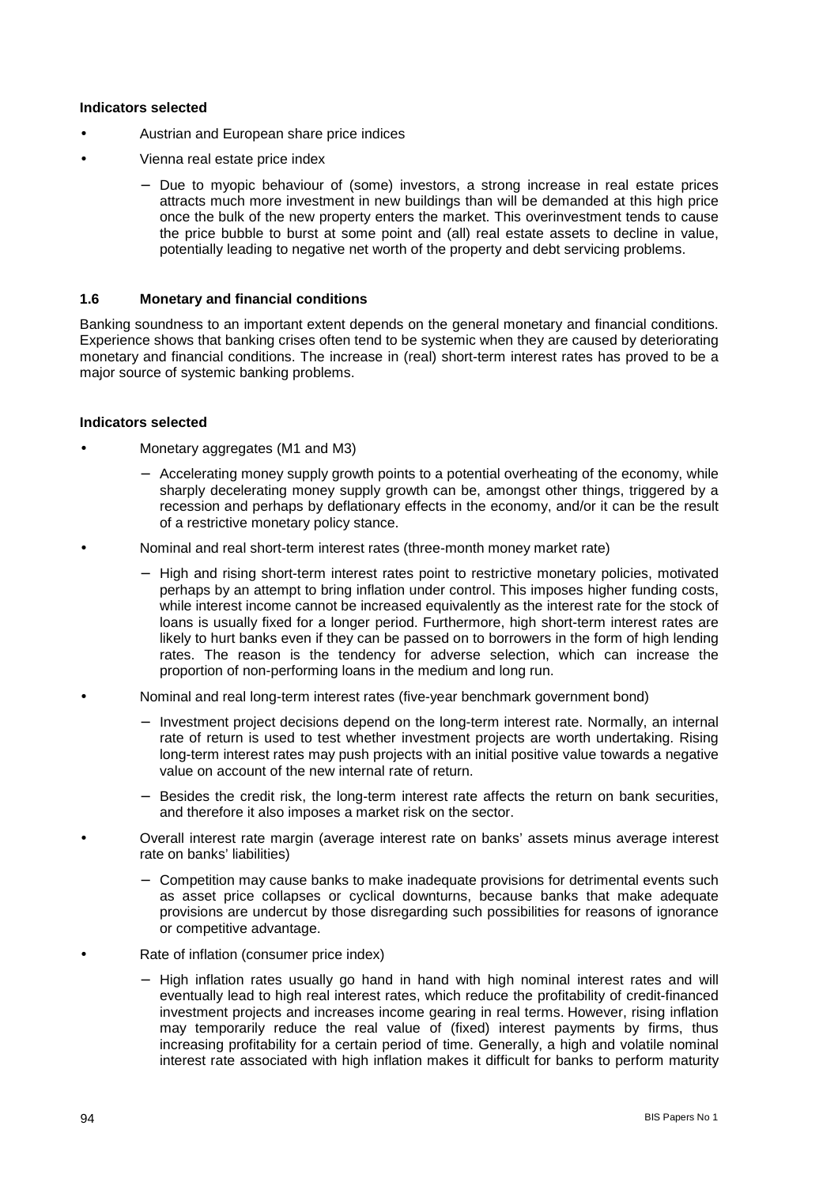**Indicators selected**

- Austrian and European share price indices
- Vienna real estate price index
  - Due to myopic behaviour of (some) investors, a strong increase in real estate prices attracts much more investment in new buildings than will be demanded at this high price once the bulk of the new property enters the market. This overinvestment tends to cause the price bubble to burst at some point and (all) real estate assets to decline in value, potentially leading to negative net worth of the property and debt servicing problems.

### 1.6 Monetary and financial conditions

Banking soundness to an important extent depends on the general monetary and financial conditions. Experience shows that banking crises often tend to be systemic when they are caused by deteriorating monetary and financial conditions. The increase in (real) short-term interest rates has proved to be a major source of systemic banking problems.

**Indicators selected**

- Monetary aggregates (M1 and M3)
  - Accelerating money supply growth points to a potential overheating of the economy, while sharply decelerating money supply growth can be, amongst other things, triggered by a recession and perhaps by deflationary effects in the economy, and/or it can be the result of a restrictive monetary policy stance.
- Nominal and real short-term interest rates (three-month money market rate)
  - High and rising short-term interest rates point to restrictive monetary policies, motivated perhaps by an attempt to bring inflation under control. This imposes higher funding costs, while interest income cannot be increased equivalently as the interest rate for the stock of loans is usually fixed for a longer period. Furthermore, high short-term interest rates are likely to hurt banks even if they can be passed on to borrowers in the form of high lending rates. The reason is the tendency for adverse selection, which can increase the proportion of non-performing loans in the medium and long run.
- Nominal and real long-term interest rates (five-year benchmark government bond)
  - Investment project decisions depend on the long-term interest rate. Normally, an internal rate of return is used to test whether investment projects are worth undertaking. Rising long-term interest rates may push projects with an initial positive value towards a negative value on account of the new internal rate of return.
  - Besides the credit risk, the long-term interest rate affects the return on bank securities, and therefore it also imposes a market risk on the sector.
- Overall interest rate margin (average interest rate on banks' assets minus average interest rate on banks' liabilities)
  - Competition may cause banks to make inadequate provisions for detrimental events such as asset price collapses or cyclical downturns, because banks that make adequate provisions are undercut by those disregarding such possibilities for reasons of ignorance or competitive advantage.
- Rate of inflation (consumer price index)
  - High inflation rates usually go hand in hand with high nominal interest rates and will eventually lead to high real interest rates, which reduce the profitability of credit-financed investment projects and increases income gearing in real terms. However, rising inflation may temporarily reduce the real value of (fixed) interest payments by firms, thus increasing profitability for a certain period of time. Generally, a high and volatile nominal interest rate associated with high inflation makes it difficult for banks to perform maturity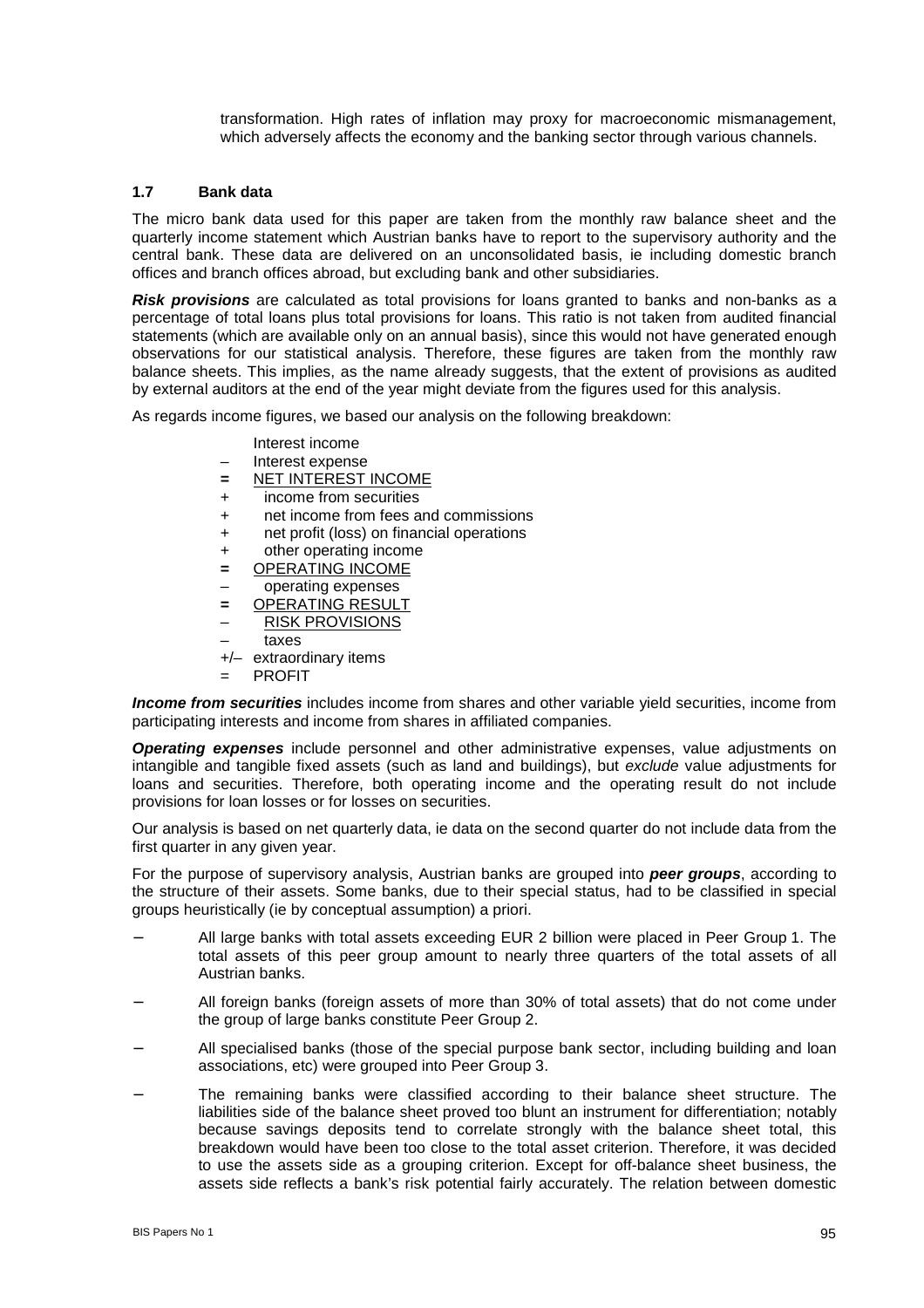transformation. High rates of inflation may proxy for macroeconomic mismanagement, which adversely affects the economy and the banking sector through various channels.

### 1.7 Bank data

The micro bank data used for this paper are taken from the monthly raw balance sheet and the quarterly income statement which Austrian banks have to report to the supervisory authority and the central bank. These data are delivered on an unconsolidated basis, ie including domestic branch offices and branch offices abroad, but excluding bank and other subsidiaries.

***Risk provisions*** are calculated as total provisions for loans granted to banks and non-banks as a percentage of total loans plus total provisions for loans. This ratio is not taken from audited financial statements (which are available only on an annual basis), since this would not have generated enough observations for our statistical analysis. Therefore, these figures are taken from the monthly raw balance sheets. This implies, as the name already suggests, that the extent of provisions as audited by external auditors at the end of the year might deviate from the figures used for this analysis.

As regards income figures, we based our analysis on the following breakdown:

```
      Interest income
–     Interest expense
=     NET INTEREST INCOME
+       income from securities
+       net income from fees and commissions
+       net profit (loss) on financial operations
+       other operating income
=     OPERATING INCOME
–       operating expenses
=     OPERATING RESULT
–       RISK PROVISIONS
–       taxes
+/–   extraordinary items
=     PROFIT
```

***Income from securities*** includes income from shares and other variable yield securities, income from participating interests and income from shares in affiliated companies.

***Operating expenses*** include personnel and other administrative expenses, value adjustments on intangible and tangible fixed assets (such as land and buildings), but *exclude* value adjustments for loans and securities. Therefore, both operating income and the operating result do not include provisions for loan losses or for losses on securities.

Our analysis is based on net quarterly data, ie data on the second quarter do not include data from the first quarter in any given year.

For the purpose of supervisory analysis, Austrian banks are grouped into ***peer groups***, according to the structure of their assets. Some banks, due to their special status, had to be classified in special groups heuristically (ie by conceptual assumption) a priori.

- All large banks with total assets exceeding EUR 2 billion were placed in Peer Group 1. The total assets of this peer group amount to nearly three quarters of the total assets of all Austrian banks.
- All foreign banks (foreign assets of more than 30% of total assets) that do not come under the group of large banks constitute Peer Group 2.
- All specialised banks (those of the special purpose bank sector, including building and loan associations, etc) were grouped into Peer Group 3.
- The remaining banks were classified according to their balance sheet structure. The liabilities side of the balance sheet proved too blunt an instrument for differentiation; notably because savings deposits tend to correlate strongly with the balance sheet total, this breakdown would have been too close to the total asset criterion. Therefore, it was decided to use the assets side as a grouping criterion. Except for off-balance sheet business, the assets side reflects a bank's risk potential fairly accurately. The relation between domestic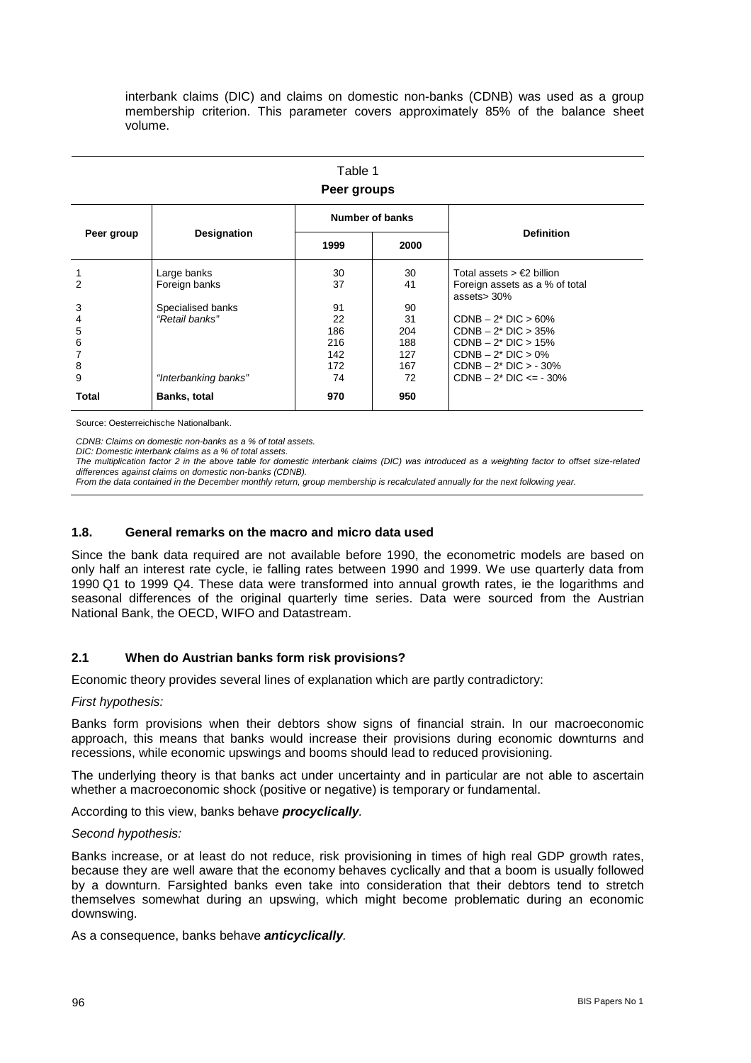interbank claims (DIC) and claims on domestic non-banks (CDNB) was used as a group membership criterion. This parameter covers approximately 85% of the balance sheet volume.

Table 1
**Peer groups**

| Peer group | Designation | Number of banks | | Definition |
|---|---|---|---|---|
| | | 1999 | 2000 | |
| 1 | Large banks | 30 | 30 | Total assets > €2 billion |
| 2 | Foreign banks | 37 | 41 | Foreign assets as a % of total assets> 30% |
| 3 | Specialised banks | 91 | 90 | |
| 4 | *"Retail banks"* | 22 | 31 | CDNB – 2* DIC > 60% |
| 5 | | 186 | 204 | CDNB – 2* DIC > 35% |
| 6 | | 216 | 188 | CDNB – 2* DIC > 15% |
| 7 | | 142 | 127 | CDNB – 2* DIC > 0% |
| 8 | | 172 | 167 | CDNB – 2* DIC > - 30% |
| 9 | *"Interbanking banks"* | 74 | 72 | CDNB – 2* DIC <= - 30% |
| **Total** | **Banks, total** | **970** | **950** | |

Source: Oesterreichische Nationalbank.

*CDNB: Claims on domestic non-banks as a % of total assets.*
*DIC: Domestic interbank claims as a % of total assets.*
*The multiplication factor 2 in the above table for domestic interbank claims (DIC) was introduced as a weighting factor to offset size-related differences against claims on domestic non-banks (CDNB).*
*From the data contained in the December monthly return, group membership is recalculated annually for the next following year.*

### 1.8. General remarks on the macro and micro data used

Since the bank data required are not available before 1990, the econometric models are based on only half an interest rate cycle, ie falling rates between 1990 and 1999. We use quarterly data from 1990 Q1 to 1999 Q4. These data were transformed into annual growth rates, ie the logarithms and seasonal differences of the original quarterly time series. Data were sourced from the Austrian National Bank, the OECD, WIFO and Datastream.

### 2.1 When do Austrian banks form risk provisions?

Economic theory provides several lines of explanation which are partly contradictory:

*First hypothesis:*

Banks form provisions when their debtors show signs of financial strain. In our macroeconomic approach, this means that banks would increase their provisions during economic downturns and recessions, while economic upswings and booms should lead to reduced provisioning.

The underlying theory is that banks act under uncertainty and in particular are not able to ascertain whether a macroeconomic shock (positive or negative) is temporary or fundamental.

According to this view, banks behave ***procyclically***.

*Second hypothesis:*

Banks increase, or at least do not reduce, risk provisioning in times of high real GDP growth rates, because they are well aware that the economy behaves cyclically and that a boom is usually followed by a downturn. Farsighted banks even take into consideration that their debtors tend to stretch themselves somewhat during an upswing, which might become problematic during an economic downswing.

As a consequence, banks behave ***anticyclically***.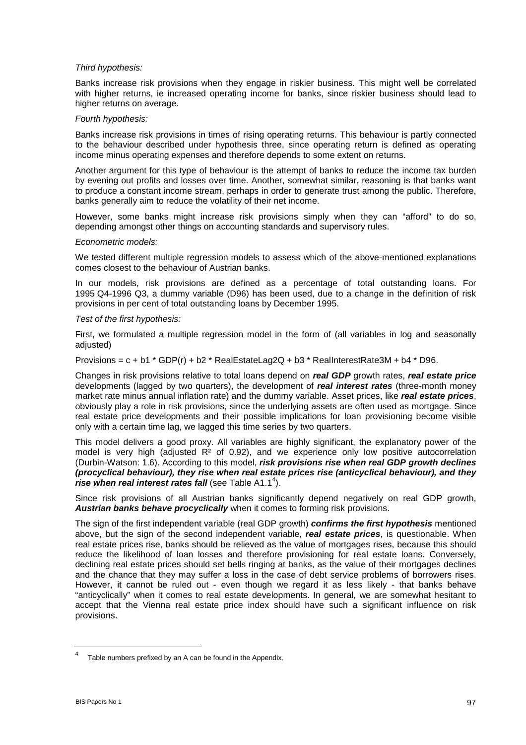*Third hypothesis:*

Banks increase risk provisions when they engage in riskier business. This might well be correlated with higher returns, ie increased operating income for banks, since riskier business should lead to higher returns on average.

*Fourth hypothesis:*

Banks increase risk provisions in times of rising operating returns. This behaviour is partly connected to the behaviour described under hypothesis three, since operating return is defined as operating income minus operating expenses and therefore depends to some extent on returns.

Another argument for this type of behaviour is the attempt of banks to reduce the income tax burden by evening out profits and losses over time. Another, somewhat similar, reasoning is that banks want to produce a constant income stream, perhaps in order to generate trust among the public. Therefore, banks generally aim to reduce the volatility of their net income.

However, some banks might increase risk provisions simply when they can "afford" to do so, depending amongst other things on accounting standards and supervisory rules.

*Econometric models:*

We tested different multiple regression models to assess which of the above-mentioned explanations comes closest to the behaviour of Austrian banks.

In our models, risk provisions are defined as a percentage of total outstanding loans. For 1995 Q4-1996 Q3, a dummy variable (D96) has been used, due to a change in the definition of risk provisions in per cent of total outstanding loans by December 1995.

*Test of the first hypothesis:*

First, we formulated a multiple regression model in the form of (all variables in log and seasonally adjusted)

Provisions = c + b1 * GDP(r) + b2 * RealEstateLag2Q + b3 * RealInterestRate3M + b4 * D96.

Changes in risk provisions relative to total loans depend on ***real GDP*** growth rates, ***real estate price*** developments (lagged by two quarters), the development of ***real interest rates*** (three-month money market rate minus annual inflation rate) and the dummy variable. Asset prices, like ***real estate prices***, obviously play a role in risk provisions, since the underlying assets are often used as mortgage. Since real estate price developments and their possible implications for loan provisioning become visible only with a certain time lag, we lagged this time series by two quarters.

This model delivers a good proxy. All variables are highly significant, the explanatory power of the model is very high (adjusted $R^2$ of 0.92), and we experience only low positive autocorrelation (Durbin-Watson: 1.6). According to this model, ***risk provisions rise when real GDP growth declines (procyclical behaviour), they rise when real estate prices rise (anticyclical behaviour), and they rise when real interest rates fall*** (see Table A1.1[4]).

Since risk provisions of all Austrian banks significantly depend negatively on real GDP growth, ***Austrian banks behave procyclically*** when it comes to forming risk provisions.

The sign of the first independent variable (real GDP growth) ***confirms the first hypothesis*** mentioned above, but the sign of the second independent variable, ***real estate prices***, is questionable. When real estate prices rise, banks should be relieved as the value of mortgages rises, because this should reduce the likelihood of loan losses and therefore provisioning for real estate loans. Conversely, declining real estate prices should set bells ringing at banks, as the value of their mortgages declines and the chance that they may suffer a loss in the case of debt service problems of borrowers rises. However, it cannot be ruled out - even though we regard it as less likely - that banks behave "anticyclically" when it comes to real estate developments. In general, we are somewhat hesitant to accept that the Vienna real estate price index should have such a significant influence on risk provisions.

[4] Table numbers prefixed by an A can be found in the Appendix.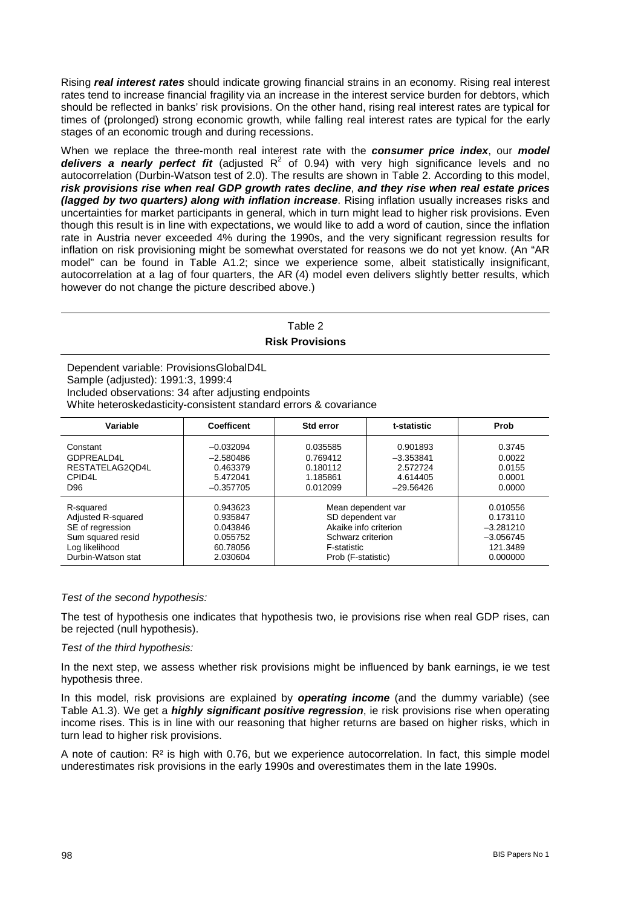Rising ***real interest rates*** should indicate growing financial strains in an economy. Rising real interest rates tend to increase financial fragility via an increase in the interest service burden for debtors, which should be reflected in banks' risk provisions. On the other hand, rising real interest rates are typical for times of (prolonged) strong economic growth, while falling real interest rates are typical for the early stages of an economic trough and during recessions.

When we replace the three-month real interest rate with the ***consumer price index***, our ***model delivers a nearly perfect fit*** (adjusted $R^2$ of 0.94) with very high significance levels and no autocorrelation (Durbin-Watson test of 2.0). The results are shown in Table 2. According to this model, ***risk provisions rise when real GDP growth rates decline***, ***and they rise when real estate prices (lagged by two quarters) along with inflation increase***. Rising inflation usually increases risks and uncertainties for market participants in general, which in turn might lead to higher risk provisions. Even though this result is in line with expectations, we would like to add a word of caution, since the inflation rate in Austria never exceeded 4% during the 1990s, and the very significant regression results for inflation on risk provisioning might be somewhat overstated for reasons we do not yet know. (An "AR model" can be found in Table A1.2; since we experience some, albeit statistically insignificant, autocorrelation at a lag of four quarters, the AR (4) model even delivers slightly better results, which however do not change the picture described above.)

Table 2

**Risk Provisions**

Dependent variable: ProvisionsGlobalD4L
Sample (adjusted): 1991:3, 1999:4
Included observations: 34 after adjusting endpoints
White heteroskedasticity-consistent standard errors & covariance

| Variable | Coefficent | Std error | t-statistic | Prob |
|---|---|---|---|---|
| Constant | –0.032094 | 0.035585 | 0.901893 | 0.3745 |
| GDPREALD4L | –2.580486 | 0.769412 | –3.353841 | 0.0022 |
| RESTATELAG2QD4L | 0.463379 | 0.180112 | 2.572724 | 0.0155 |
| CPID4L | 5.472041 | 1.185861 | 4.614405 | 0.0001 |
| D96 | –0.357705 | 0.012099 | –29.56426 | 0.0000 |
| R-squared | 0.943623 | Mean dependent var | | 0.010556 |
| Adjusted R-squared | 0.935847 | SD dependent var | | 0.173110 |
| SE of regression | 0.043846 | Akaike info criterion | | –3.281210 |
| Sum squared resid | 0.055752 | Schwarz criterion | | –3.056745 |
| Log likelihood | 60.78056 | F-statistic | | 121.3489 |
| Durbin-Watson stat | 2.030604 | Prob (F-statistic) | | 0.000000 |

*Test of the second hypothesis:*

The test of hypothesis one indicates that hypothesis two, ie provisions rise when real GDP rises, can be rejected (null hypothesis).

*Test of the third hypothesis:*

In the next step, we assess whether risk provisions might be influenced by bank earnings, ie we test hypothesis three.

In this model, risk provisions are explained by ***operating income*** (and the dummy variable) (see Table A1.3). We get a ***highly significant positive regression***, ie risk provisions rise when operating income rises. This is in line with our reasoning that higher returns are based on higher risks, which in turn lead to higher risk provisions.

A note of caution: $R^2$ is high with 0.76, but we experience autocorrelation. In fact, this simple model underestimates risk provisions in the early 1990s and overestimates them in the late 1990s.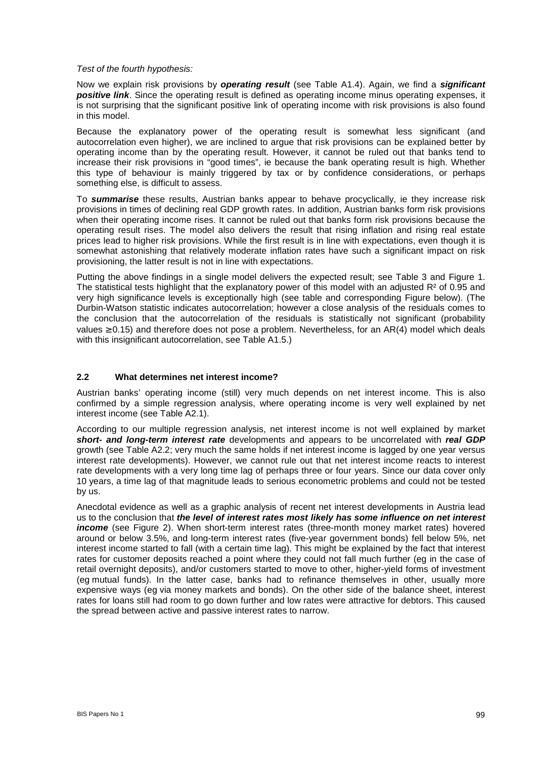*Test of the fourth hypothesis:*

Now we explain risk provisions by ***operating result*** (see Table A1.4). Again, we find a ***significant positive link***. Since the operating result is defined as operating income minus operating expenses, it is not surprising that the significant positive link of operating income with risk provisions is also found in this model.

Because the explanatory power of the operating result is somewhat less significant (and autocorrelation even higher), we are inclined to argue that risk provisions can be explained better by operating income than by the operating result. However, it cannot be ruled out that banks tend to increase their risk provisions in "good times", ie because the bank operating result is high. Whether this type of behaviour is mainly triggered by tax or by confidence considerations, or perhaps something else, is difficult to assess.

To ***summarise*** these results, Austrian banks appear to behave procyclically, ie they increase risk provisions in times of declining real GDP growth rates. In addition, Austrian banks form risk provisions when their operating income rises. It cannot be ruled out that banks form risk provisions because the operating result rises. The model also delivers the result that rising inflation and rising real estate prices lead to higher risk provisions. While the first result is in line with expectations, even though it is somewhat astonishing that relatively moderate inflation rates have such a significant impact on risk provisioning, the latter result is not in line with expectations.

Putting the above findings in a single model delivers the expected result; see Table 3 and Figure 1. The statistical tests highlight that the explanatory power of this model with an adjusted $R^2$ of 0.95 and very high significance levels is exceptionally high (see table and corresponding Figure below). (The Durbin-Watson statistic indicates autocorrelation; however a close analysis of the residuals comes to the conclusion that the autocorrelation of the residuals is statistically not significant (probability values $\geq 0.15$) and therefore does not pose a problem. Nevertheless, for an AR(4) model which deals with this insignificant autocorrelation, see Table A1.5.)

### 2.2 What determines net interest income?

Austrian banks' operating income (still) very much depends on net interest income. This is also confirmed by a simple regression analysis, where operating income is very well explained by net interest income (see Table A2.1).

According to our multiple regression analysis, net interest income is not well explained by market ***short- and long-term interest rate*** developments and appears to be uncorrelated with ***real GDP*** growth (see Table A2.2; very much the same holds if net interest income is lagged by one year versus interest rate developments). However, we cannot rule out that net interest income reacts to interest rate developments with a very long time lag of perhaps three or four years. Since our data cover only 10 years, a time lag of that magnitude leads to serious econometric problems and could not be tested by us.

Anecdotal evidence as well as a graphic analysis of recent net interest developments in Austria lead us to the conclusion that ***the level of interest rates most likely has some influence on net interest income*** (see Figure 2). When short-term interest rates (three-month money market rates) hovered around or below 3.5%, and long-term interest rates (five-year government bonds) fell below 5%, net interest income started to fall (with a certain time lag). This might be explained by the fact that interest rates for customer deposits reached a point where they could not fall much further (eg in the case of retail overnight deposits), and/or customers started to move to other, higher-yield forms of investment (eg mutual funds). In the latter case, banks had to refinance themselves in other, usually more expensive ways (eg via money markets and bonds). On the other side of the balance sheet, interest rates for loans still had room to go down further and low rates were attractive for debtors. This caused the spread between active and passive interest rates to narrow.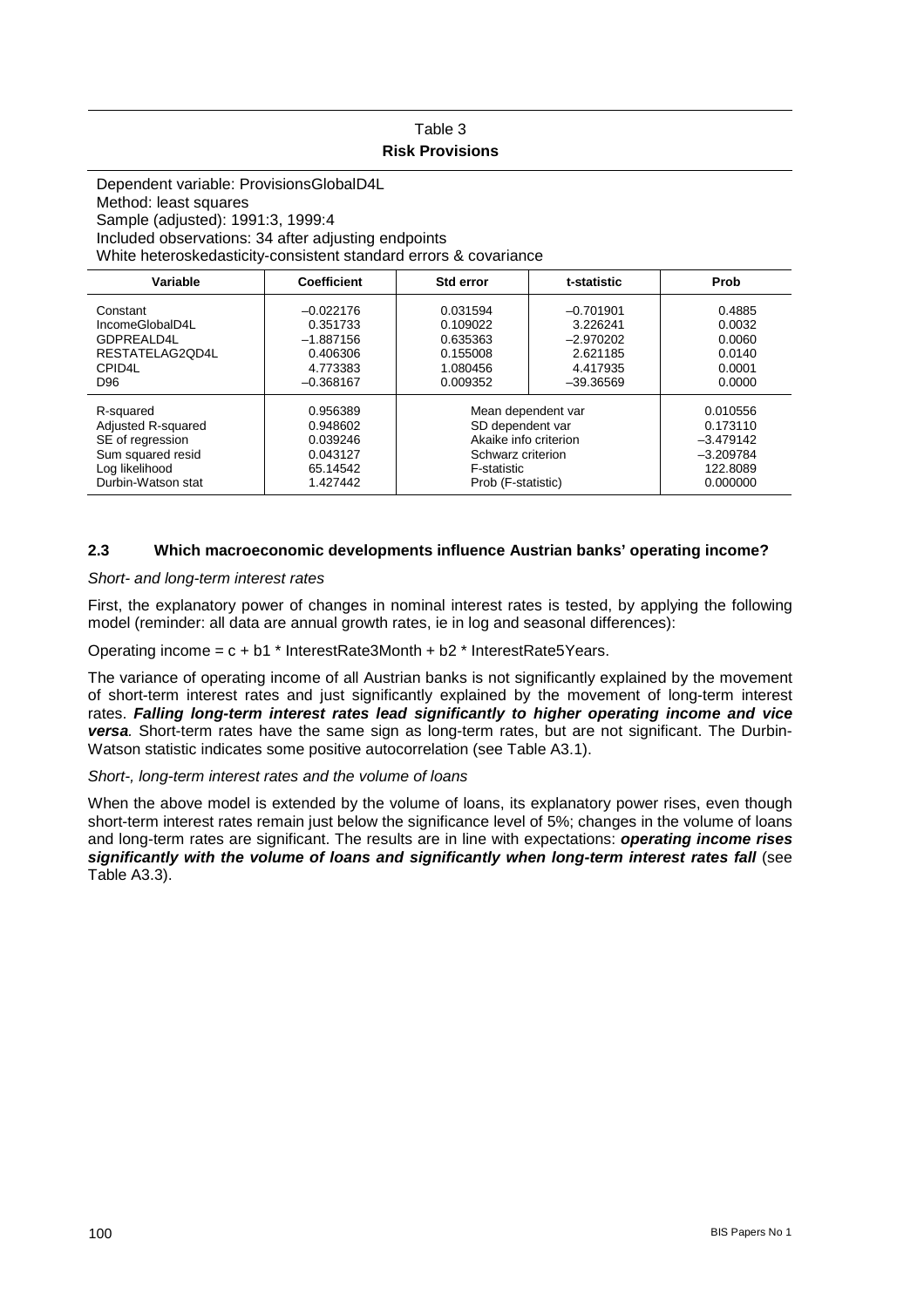Table 3

**Risk Provisions**

Dependent variable: ProvisionsGlobalD4L
Method: least squares
Sample (adjusted): 1991:3, 1999:4
Included observations: 34 after adjusting endpoints
White heteroskedasticity-consistent standard errors & covariance

| Variable | Coefficient | Std error | t-statistic | Prob |
|---|---|---|---|---|
| Constant | –0.022176 | 0.031594 | –0.701901 | 0.4885 |
| IncomeGlobalD4L | 0.351733 | 0.109022 | 3.226241 | 0.0032 |
| GDPREALD4L | –1.887156 | 0.635363 | –2.970202 | 0.0060 |
| RESTATELAG2QD4L | 0.406306 | 0.155008 | 2.621185 | 0.0140 |
| CPID4L | 4.773383 | 1.080456 | 4.417935 | 0.0001 |
| D96 | –0.368167 | 0.009352 | –39.36569 | 0.0000 |
| R-squared | 0.956389 | Mean dependent var | | 0.010556 |
| Adjusted R-squared | 0.948602 | SD dependent var | | 0.173110 |
| SE of regression | 0.039246 | Akaike info criterion | | –3.479142 |
| Sum squared resid | 0.043127 | Schwarz criterion | | –3.209784 |
| Log likelihood | 65.14542 | F-statistic | | 122.8089 |
| Durbin-Watson stat | 1.427442 | Prob (F-statistic) | | 0.000000 |

### 2.3 Which macroeconomic developments influence Austrian banks' operating income?

*Short- and long-term interest rates*

First, the explanatory power of changes in nominal interest rates is tested, by applying the following model (reminder: all data are annual growth rates, ie in log and seasonal differences):

Operating income = c + b1 * InterestRate3Month + b2 * InterestRate5Years.

The variance of operating income of all Austrian banks is not significantly explained by the movement of short-term interest rates and just significantly explained by the movement of long-term interest rates. ***Falling long-term interest rates lead significantly to higher operating income and vice versa***. Short-term rates have the same sign as long-term rates, but are not significant. The Durbin-Watson statistic indicates some positive autocorrelation (see Table A3.1).

*Short-, long-term interest rates and the volume of loans*

When the above model is extended by the volume of loans, its explanatory power rises, even though short-term interest rates remain just below the significance level of 5%; changes in the volume of loans and long-term rates are significant. The results are in line with expectations: ***operating income rises significantly with the volume of loans and significantly when long-term interest rates fall*** (see Table A3.3).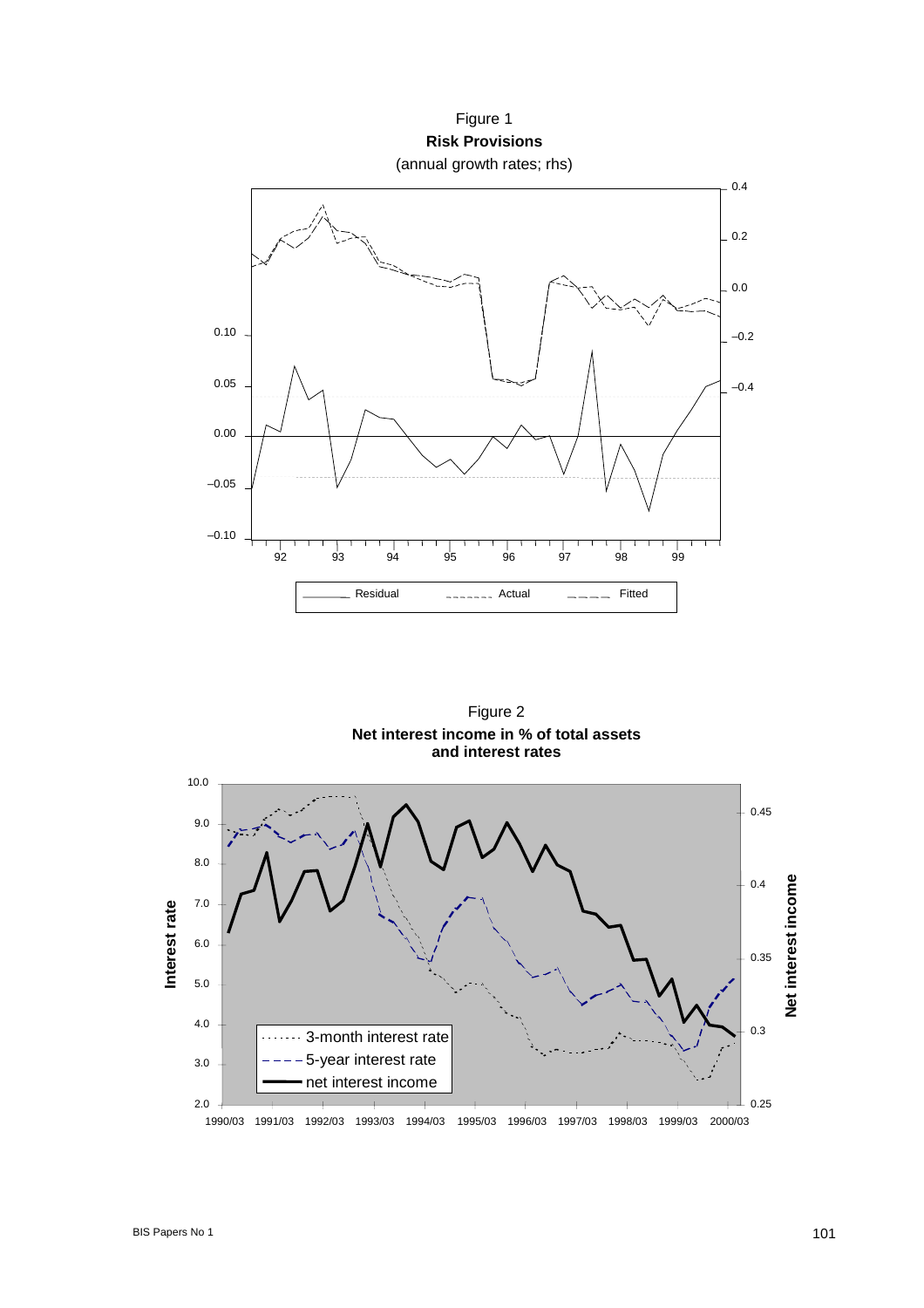Figure 1
**Risk Provisions**
(annual growth rates; rhs)

Figure 2
**Net interest income in % of total assets and interest rates**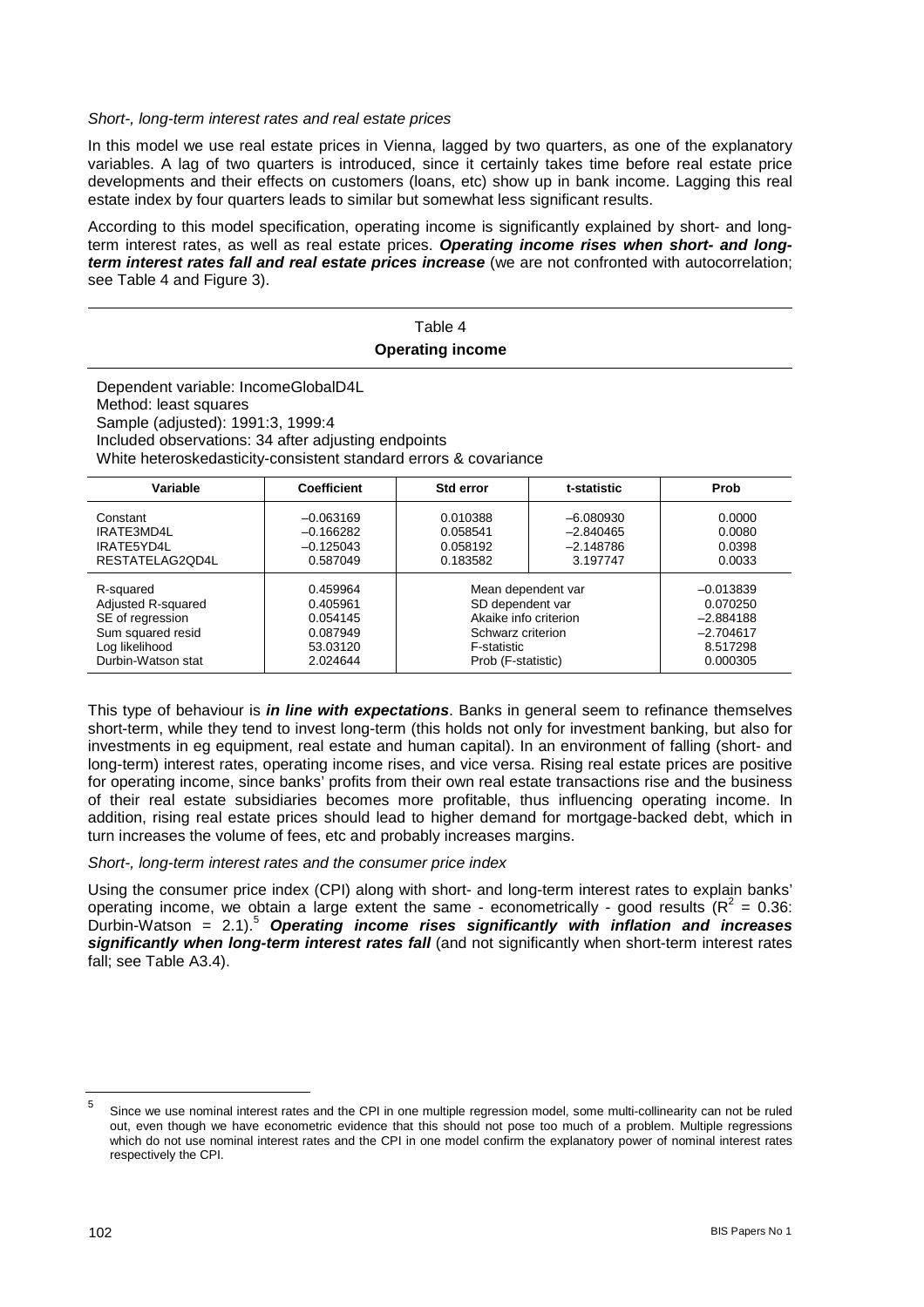*Short-, long-term interest rates and real estate prices*

In this model we use real estate prices in Vienna, lagged by two quarters, as one of the explanatory variables. A lag of two quarters is introduced, since it certainly takes time before real estate price developments and their effects on customers (loans, etc) show up in bank income. Lagging this real estate index by four quarters leads to similar but somewhat less significant results.

According to this model specification, operating income is significantly explained by short- and long-term interest rates, as well as real estate prices. ***Operating income rises when short- and long-term interest rates fall and real estate prices increase*** (we are not confronted with autocorrelation; see Table 4 and Figure 3).

Table 4

**Operating income**

Dependent variable: IncomeGlobalD4L
Method: least squares
Sample (adjusted): 1991:3, 1999:4
Included observations: 34 after adjusting endpoints
White heteroskedasticity-consistent standard errors & covariance

| Variable | Coefficient | Std error | t-statistic | Prob |
|---|---|---|---|---|
| Constant | –0.063169 | 0.010388 | –6.080930 | 0.0000 |
| IRATE3MD4L | –0.166282 | 0.058541 | –2.840465 | 0.0080 |
| IRATE5YD4L | –0.125043 | 0.058192 | –2.148786 | 0.0398 |
| RESTATELAG2QD4L | 0.587049 | 0.183582 | 3.197747 | 0.0033 |
| R-squared | 0.459964 | Mean dependent var | | –0.013839 |
| Adjusted R-squared | 0.405961 | SD dependent var | | 0.070250 |
| SE of regression | 0.054145 | Akaike info criterion | | –2.884188 |
| Sum squared resid | 0.087949 | Schwarz criterion | | –2.704617 |
| Log likelihood | 53.03120 | F-statistic | | 8.517298 |
| Durbin-Watson stat | 2.024644 | Prob (F-statistic) | | 0.000305 |

This type of behaviour is ***in line with expectations***. Banks in general seem to refinance themselves short-term, while they tend to invest long-term (this holds not only for investment banking, but also for investments in eg equipment, real estate and human capital). In an environment of falling (short- and long-term) interest rates, operating income rises, and vice versa. Rising real estate prices are positive for operating income, since banks' profits from their own real estate transactions rise and the business of their real estate subsidiaries becomes more profitable, thus influencing operating income. In addition, rising real estate prices should lead to higher demand for mortgage-backed debt, which in turn increases the volume of fees, etc and probably increases margins.

*Short-, long-term interest rates and the consumer price index*

Using the consumer price index (CPI) along with short- and long-term interest rates to explain banks' operating income, we obtain a large extent the same - econometrically - good results ($R^2$ = 0.36: Durbin-Watson = 2.1).[5] ***Operating income rises significantly with inflation and increases significantly when long-term interest rates fall*** (and not significantly when short-term interest rates fall; see Table A3.4).

[5] Since we use nominal interest rates and the CPI in one multiple regression model, some multi-collinearity can not be ruled out, even though we have econometric evidence that this should not pose too much of a problem. Multiple regressions which do not use nominal interest rates and the CPI in one model confirm the explanatory power of nominal interest rates respectively the CPI.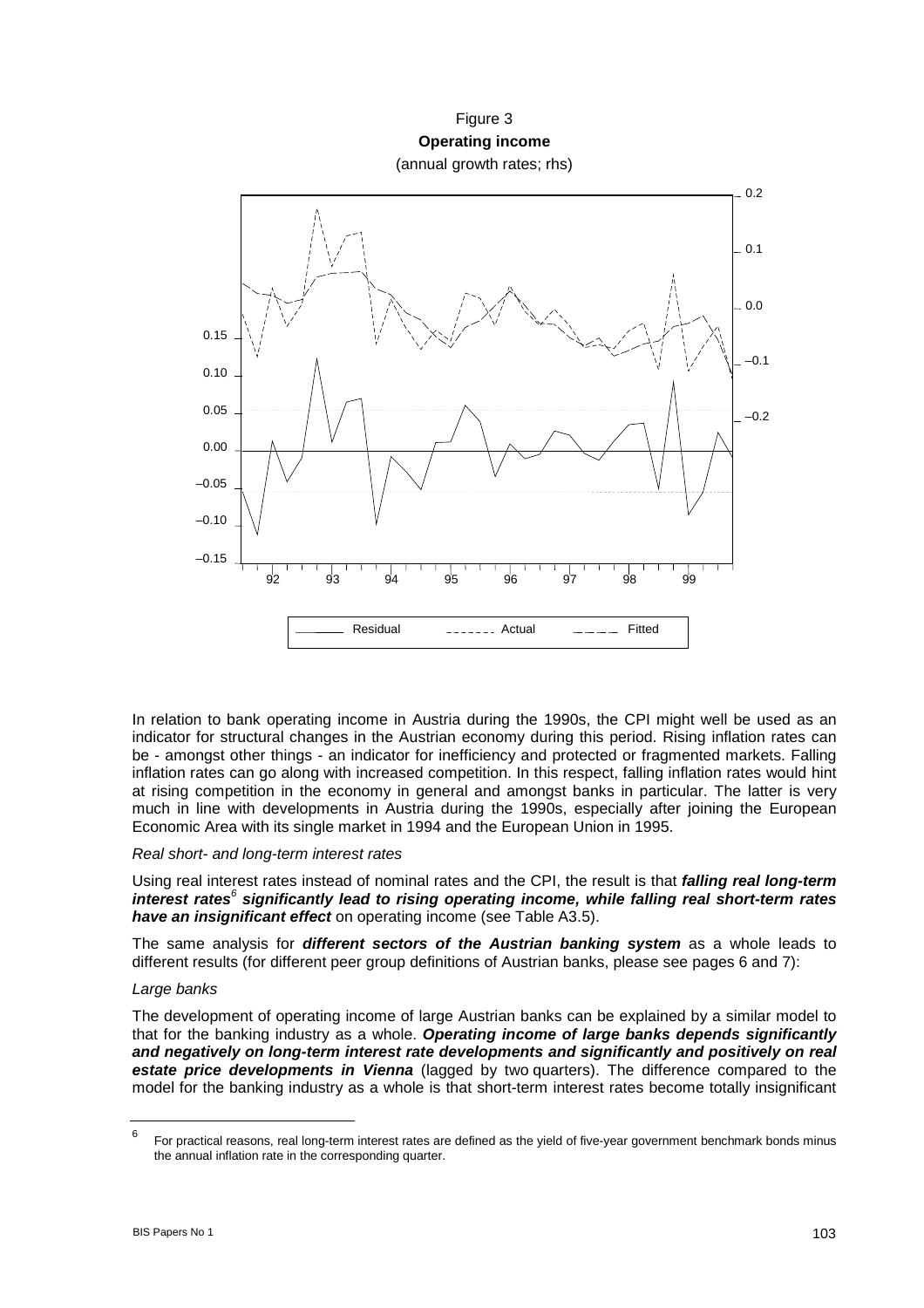Figure 3
**Operating income**
(annual growth rates; rhs)

Residual ------- Actual — — — Fitted

In relation to bank operating income in Austria during the 1990s, the CPI might well be used as an indicator for structural changes in the Austrian economy during this period. Rising inflation rates can be - amongst other things - an indicator for inefficiency and protected or fragmented markets. Falling inflation rates can go along with increased competition. In this respect, falling inflation rates would hint at rising competition in the economy in general and amongst banks in particular. The latter is very much in line with developments in Austria during the 1990s, especially after joining the European Economic Area with its single market in 1994 and the European Union in 1995.

*Real short- and long-term interest rates*

Using real interest rates instead of nominal rates and the CPI, the result is that ***falling real long-term interest rates***[6] ***significantly lead to rising operating income, while falling real short-term rates have an insignificant effect*** on operating income (see Table A3.5).

The same analysis for ***different sectors of the Austrian banking system*** as a whole leads to different results (for different peer group definitions of Austrian banks, please see pages 6 and 7):

*Large banks*

The development of operating income of large Austrian banks can be explained by a similar model to that for the banking industry as a whole. ***Operating income of large banks depends significantly and negatively on long-term interest rate developments and significantly and positively on real estate price developments in Vienna*** (lagged by two quarters). The difference compared to the model for the banking industry as a whole is that short-term interest rates become totally insignificant

---

[6] For practical reasons, real long-term interest rates are defined as the yield of five-year government benchmark bonds minus the annual inflation rate in the corresponding quarter.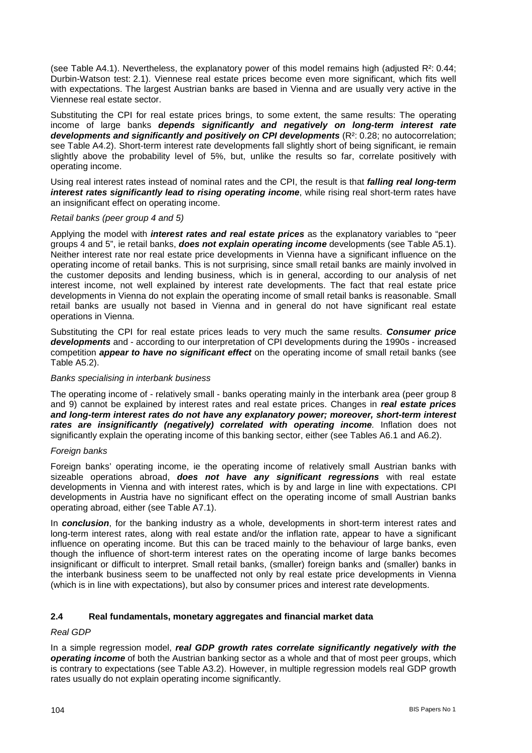(see Table A4.1). Nevertheless, the explanatory power of this model remains high (adjusted $R^2$: 0.44; Durbin-Watson test: 2.1). Viennese real estate prices become even more significant, which fits well with expectations. The largest Austrian banks are based in Vienna and are usually very active in the Viennese real estate sector.

Substituting the CPI for real estate prices brings, to some extent, the same results: The operating income of large banks ***depends significantly and negatively on long-term interest rate developments and significantly and positively on CPI developments*** ($R^2$: 0.28; no autocorrelation; see Table A4.2). Short-term interest rate developments fall slightly short of being significant, ie remain slightly above the probability level of 5%, but, unlike the results so far, correlate positively with operating income.

Using real interest rates instead of nominal rates and the CPI, the result is that ***falling real long-term interest rates significantly lead to rising operating income***, while rising real short-term rates have an insignificant effect on operating income.

*Retail banks (peer group 4 and 5)*

Applying the model with ***interest rates and real estate prices*** as the explanatory variables to "peer groups 4 and 5", ie retail banks, ***does not explain operating income*** developments (see Table A5.1). Neither interest rate nor real estate price developments in Vienna have a significant influence on the operating income of retail banks. This is not surprising, since small retail banks are mainly involved in the customer deposits and lending business, which is in general, according to our analysis of net interest income, not well explained by interest rate developments. The fact that real estate price developments in Vienna do not explain the operating income of small retail banks is reasonable. Small retail banks are usually not based in Vienna and in general do not have significant real estate operations in Vienna.

Substituting the CPI for real estate prices leads to very much the same results. ***Consumer price developments*** and - according to our interpretation of CPI developments during the 1990s - increased competition ***appear to have no significant effect*** on the operating income of small retail banks (see Table A5.2).

*Banks specialising in interbank business*

The operating income of - relatively small - banks operating mainly in the interbank area (peer group 8 and 9) cannot be explained by interest rates and real estate prices. Changes in ***real estate prices and long-term interest rates do not have any explanatory power; moreover, short-term interest rates are insignificantly (negatively) correlated with operating income***. Inflation does not significantly explain the operating income of this banking sector, either (see Tables A6.1 and A6.2).

*Foreign banks*

Foreign banks' operating income, ie the operating income of relatively small Austrian banks with sizeable operations abroad, ***does not have any significant regressions*** with real estate developments in Vienna and with interest rates, which is by and large in line with expectations. CPI developments in Austria have no significant effect on the operating income of small Austrian banks operating abroad, either (see Table A7.1).

In ***conclusion***, for the banking industry as a whole, developments in short-term interest rates and long-term interest rates, along with real estate and/or the inflation rate, appear to have a significant influence on operating income. But this can be traced mainly to the behaviour of large banks, even though the influence of short-term interest rates on the operating income of large banks becomes insignificant or difficult to interpret. Small retail banks, (smaller) foreign banks and (smaller) banks in the interbank business seem to be unaffected not only by real estate price developments in Vienna (which is in line with expectations), but also by consumer prices and interest rate developments.

## 2.4 Real fundamentals, monetary aggregates and financial market data

*Real GDP*

In a simple regression model, ***real GDP growth rates correlate significantly negatively with the operating income*** of both the Austrian banking sector as a whole and that of most peer groups, which is contrary to expectations (see Table A3.2). However, in multiple regression models real GDP growth rates usually do not explain operating income significantly.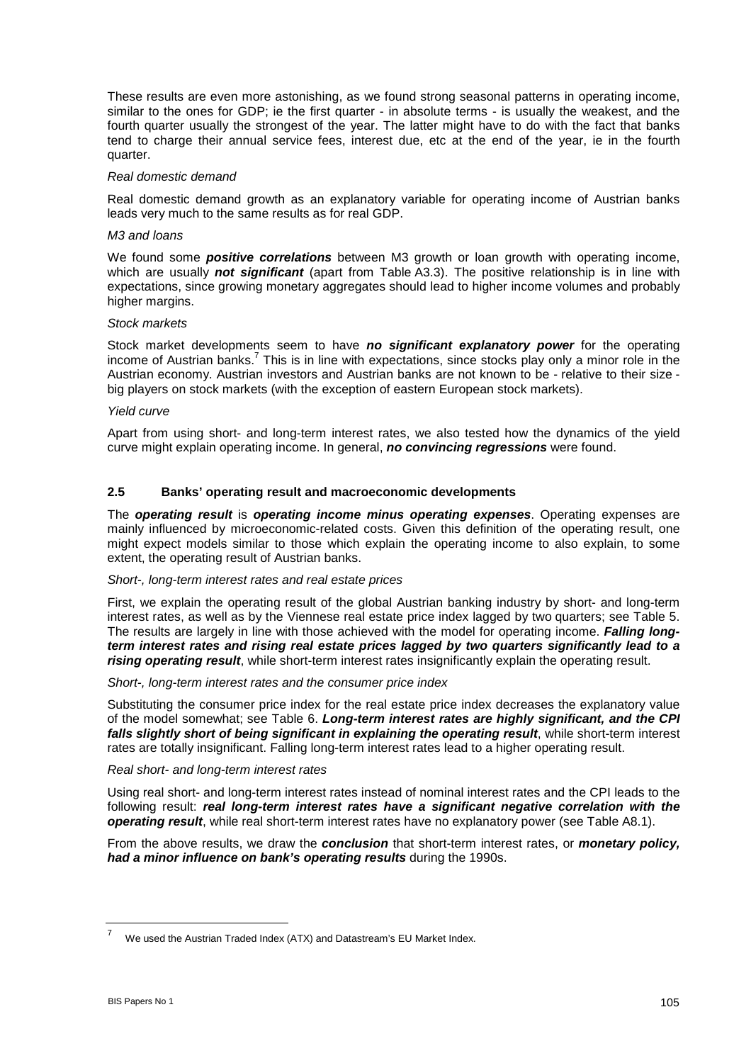These results are even more astonishing, as we found strong seasonal patterns in operating income, similar to the ones for GDP; ie the first quarter - in absolute terms - is usually the weakest, and the fourth quarter usually the strongest of the year. The latter might have to do with the fact that banks tend to charge their annual service fees, interest due, etc at the end of the year, ie in the fourth quarter.

*Real domestic demand*

Real domestic demand growth as an explanatory variable for operating income of Austrian banks leads very much to the same results as for real GDP.

*M3 and loans*

We found some ***positive correlations*** between M3 growth or loan growth with operating income, which are usually ***not significant*** (apart from Table A3.3). The positive relationship is in line with expectations, since growing monetary aggregates should lead to higher income volumes and probably higher margins.

*Stock markets*

Stock market developments seem to have ***no significant explanatory power*** for the operating income of Austrian banks.[7] This is in line with expectations, since stocks play only a minor role in the Austrian economy. Austrian investors and Austrian banks are not known to be - relative to their size - big players on stock markets (with the exception of eastern European stock markets).

*Yield curve*

Apart from using short- and long-term interest rates, we also tested how the dynamics of the yield curve might explain operating income. In general, ***no convincing regressions*** were found.

## 2.5 Banks' operating result and macroeconomic developments

The ***operating result*** is ***operating income minus operating expenses***. Operating expenses are mainly influenced by microeconomic-related costs. Given this definition of the operating result, one might expect models similar to those which explain the operating income to also explain, to some extent, the operating result of Austrian banks.

*Short-, long-term interest rates and real estate prices*

First, we explain the operating result of the global Austrian banking industry by short- and long-term interest rates, as well as by the Viennese real estate price index lagged by two quarters; see Table 5. The results are largely in line with those achieved with the model for operating income. ***Falling long-term interest rates and rising real estate prices lagged by two quarters significantly lead to a rising operating result***, while short-term interest rates insignificantly explain the operating result.

*Short-, long-term interest rates and the consumer price index*

Substituting the consumer price index for the real estate price index decreases the explanatory value of the model somewhat; see Table 6. ***Long-term interest rates are highly significant, and the CPI falls slightly short of being significant in explaining the operating result***, while short-term interest rates are totally insignificant. Falling long-term interest rates lead to a higher operating result.

*Real short- and long-term interest rates*

Using real short- and long-term interest rates instead of nominal interest rates and the CPI leads to the following result: ***real long-term interest rates have a significant negative correlation with the operating result***, while real short-term interest rates have no explanatory power (see Table A8.1).

From the above results, we draw the ***conclusion*** that short-term interest rates, or ***monetary policy, had a minor influence on bank's operating results*** during the 1990s.

---

[7] We used the Austrian Traded Index (ATX) and Datastream's EU Market Index.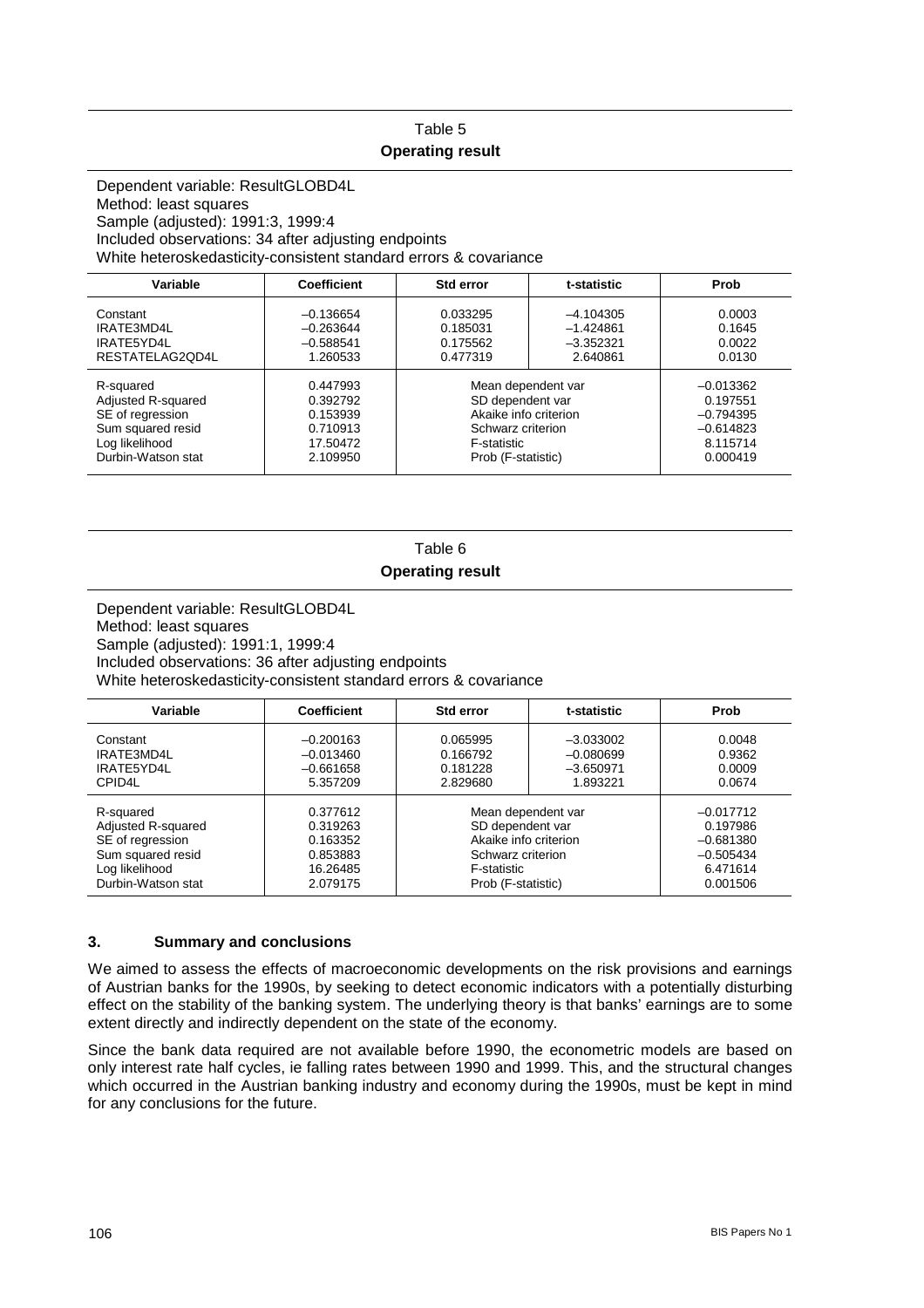Table 5

**Operating result**

Dependent variable: ResultGLOBD4L
Method: least squares
Sample (adjusted): 1991:3, 1999:4
Included observations: 34 after adjusting endpoints
White heteroskedasticity-consistent standard errors & covariance

| Variable | Coefficient | Std error | t-statistic | Prob |
|---|---|---|---|---|
| Constant | –0.136654 | 0.033295 | –4.104305 | 0.0003 |
| IRATE3MD4L | –0.263644 | 0.185031 | –1.424861 | 0.1645 |
| IRATE5YD4L | –0.588541 | 0.175562 | –3.352321 | 0.0022 |
| RESTATELAG2QD4L | 1.260533 | 0.477319 | 2.640861 | 0.0130 |
| R-squared | 0.447993 | Mean dependent var | | –0.013362 |
| Adjusted R-squared | 0.392792 | SD dependent var | | 0.197551 |
| SE of regression | 0.153939 | Akaike info criterion | | –0.794395 |
| Sum squared resid | 0.710913 | Schwarz criterion | | –0.614823 |
| Log likelihood | 17.50472 | F-statistic | | 8.115714 |
| Durbin-Watson stat | 2.109950 | Prob (F-statistic) | | 0.000419 |

Table 6

**Operating result**

Dependent variable: ResultGLOBD4L
Method: least squares
Sample (adjusted): 1991:1, 1999:4
Included observations: 36 after adjusting endpoints
White heteroskedasticity-consistent standard errors & covariance

| Variable | Coefficient | Std error | t-statistic | Prob |
|---|---|---|---|---|
| Constant | –0.200163 | 0.065995 | –3.033002 | 0.0048 |
| IRATE3MD4L | –0.013460 | 0.166792 | –0.080699 | 0.9362 |
| IRATE5YD4L | –0.661658 | 0.181228 | –3.650971 | 0.0009 |
| CPID4L | 5.357209 | 2.829680 | 1.893221 | 0.0674 |
| R-squared | 0.377612 | Mean dependent var | | –0.017712 |
| Adjusted R-squared | 0.319263 | SD dependent var | | 0.197986 |
| SE of regression | 0.163352 | Akaike info criterion | | –0.681380 |
| Sum squared resid | 0.853883 | Schwarz criterion | | –0.505434 |
| Log likelihood | 16.26485 | F-statistic | | 6.471614 |
| Durbin-Watson stat | 2.079175 | Prob (F-statistic) | | 0.001506 |

## 3. Summary and conclusions

We aimed to assess the effects of macroeconomic developments on the risk provisions and earnings of Austrian banks for the 1990s, by seeking to detect economic indicators with a potentially disturbing effect on the stability of the banking system. The underlying theory is that banks' earnings are to some extent directly and indirectly dependent on the state of the economy.

Since the bank data required are not available before 1990, the econometric models are based on only interest rate half cycles, ie falling rates between 1990 and 1999. This, and the structural changes which occurred in the Austrian banking industry and economy during the 1990s, must be kept in mind for any conclusions for the future.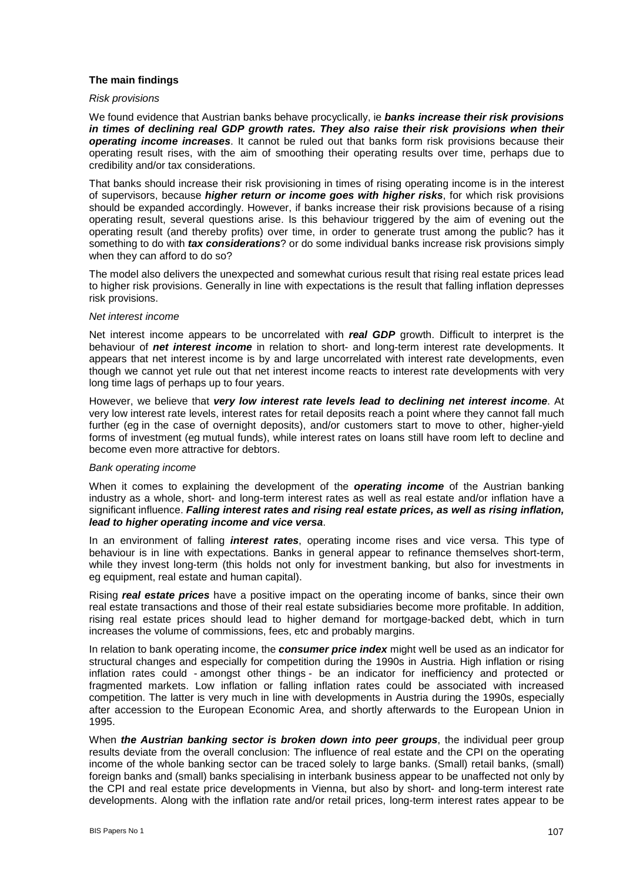### The main findings

*Risk provisions*

We found evidence that Austrian banks behave procyclically, ie ***banks increase their risk provisions in times of declining real GDP growth rates. They also raise their risk provisions when their operating income increases***. It cannot be ruled out that banks form risk provisions because their operating result rises, with the aim of smoothing their operating results over time, perhaps due to credibility and/or tax considerations.

That banks should increase their risk provisioning in times of rising operating income is in the interest of supervisors, because ***higher return or income goes with higher risks***, for which risk provisions should be expanded accordingly. However, if banks increase their risk provisions because of a rising operating result, several questions arise. Is this behaviour triggered by the aim of evening out the operating result (and thereby profits) over time, in order to generate trust among the public? has it something to do with ***tax considerations***? or do some individual banks increase risk provisions simply when they can afford to do so?

The model also delivers the unexpected and somewhat curious result that rising real estate prices lead to higher risk provisions. Generally in line with expectations is the result that falling inflation depresses risk provisions.

*Net interest income*

Net interest income appears to be uncorrelated with ***real GDP*** growth. Difficult to interpret is the behaviour of ***net interest income*** in relation to short- and long-term interest rate developments. It appears that net interest income is by and large uncorrelated with interest rate developments, even though we cannot yet rule out that net interest income reacts to interest rate developments with very long time lags of perhaps up to four years.

However, we believe that ***very low interest rate levels lead to declining net interest income***. At very low interest rate levels, interest rates for retail deposits reach a point where they cannot fall much further (eg in the case of overnight deposits), and/or customers start to move to other, higher-yield forms of investment (eg mutual funds), while interest rates on loans still have room left to decline and become even more attractive for debtors.

*Bank operating income*

When it comes to explaining the development of the ***operating income*** of the Austrian banking industry as a whole, short- and long-term interest rates as well as real estate and/or inflation have a significant influence. ***Falling interest rates and rising real estate prices, as well as rising inflation, lead to higher operating income and vice versa***.

In an environment of falling ***interest rates***, operating income rises and vice versa. This type of behaviour is in line with expectations. Banks in general appear to refinance themselves short-term, while they invest long-term (this holds not only for investment banking, but also for investments in eg equipment, real estate and human capital).

Rising ***real estate prices*** have a positive impact on the operating income of banks, since their own real estate transactions and those of their real estate subsidiaries become more profitable. In addition, rising real estate prices should lead to higher demand for mortgage-backed debt, which in turn increases the volume of commissions, fees, etc and probably margins.

In relation to bank operating income, the ***consumer price index*** might well be used as an indicator for structural changes and especially for competition during the 1990s in Austria. High inflation or rising inflation rates could - amongst other things - be an indicator for inefficiency and protected or fragmented markets. Low inflation or falling inflation rates could be associated with increased competition. The latter is very much in line with developments in Austria during the 1990s, especially after accession to the European Economic Area, and shortly afterwards to the European Union in 1995.

When ***the Austrian banking sector is broken down into peer groups***, the individual peer group results deviate from the overall conclusion: The influence of real estate and the CPI on the operating income of the whole banking sector can be traced solely to large banks. (Small) retail banks, (small) foreign banks and (small) banks specialising in interbank business appear to be unaffected not only by the CPI and real estate price developments in Vienna, but also by short- and long-term interest rate developments. Along with the inflation rate and/or retail prices, long-term interest rates appear to be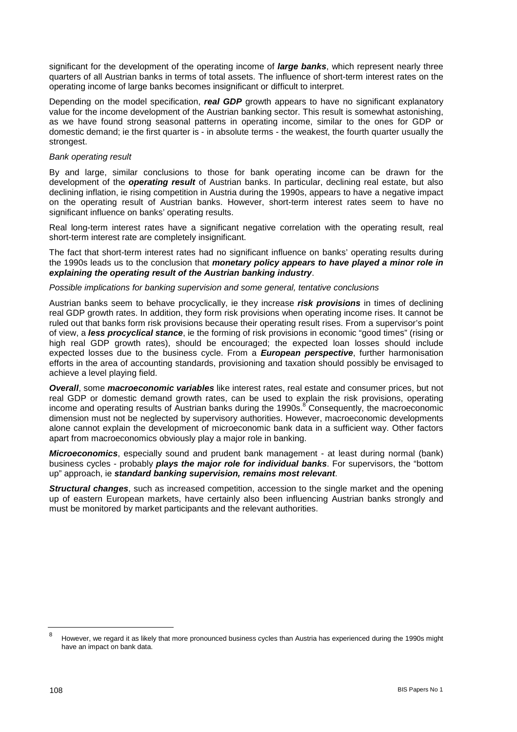significant for the development of the operating income of ***large banks***, which represent nearly three quarters of all Austrian banks in terms of total assets. The influence of short-term interest rates on the operating income of large banks becomes insignificant or difficult to interpret.

Depending on the model specification, ***real GDP*** growth appears to have no significant explanatory value for the income development of the Austrian banking sector. This result is somewhat astonishing, as we have found strong seasonal patterns in operating income, similar to the ones for GDP or domestic demand; ie the first quarter is - in absolute terms - the weakest, the fourth quarter usually the strongest.

*Bank operating result*

By and large, similar conclusions to those for bank operating income can be drawn for the development of the ***operating result*** of Austrian banks. In particular, declining real estate, but also declining inflation, ie rising competition in Austria during the 1990s, appears to have a negative impact on the operating result of Austrian banks. However, short-term interest rates seem to have no significant influence on banks' operating results.

Real long-term interest rates have a significant negative correlation with the operating result, real short-term interest rate are completely insignificant.

The fact that short-term interest rates had no significant influence on banks' operating results during the 1990s leads us to the conclusion that ***monetary policy appears to have played a minor role in explaining the operating result of the Austrian banking industry***.

*Possible implications for banking supervision and some general, tentative conclusions*

Austrian banks seem to behave procyclically, ie they increase ***risk provisions*** in times of declining real GDP growth rates. In addition, they form risk provisions when operating income rises. It cannot be ruled out that banks form risk provisions because their operating result rises. From a supervisor's point of view, a ***less procyclical stance***, ie the forming of risk provisions in economic "good times" (rising or high real GDP growth rates), should be encouraged; the expected loan losses should include expected losses due to the business cycle. From a ***European perspective***, further harmonisation efforts in the area of accounting standards, provisioning and taxation should possibly be envisaged to achieve a level playing field.

***Overall***, some ***macroeconomic variables*** like interest rates, real estate and consumer prices, but not real GDP or domestic demand growth rates, can be used to explain the risk provisions, operating income and operating results of Austrian banks during the 1990s.[8] Consequently, the macroeconomic dimension must not be neglected by supervisory authorities. However, macroeconomic developments alone cannot explain the development of microeconomic bank data in a sufficient way. Other factors apart from macroeconomics obviously play a major role in banking.

***Microeconomics***, especially sound and prudent bank management - at least during normal (bank) business cycles - probably ***plays the major role for individual banks***. For supervisors, the "bottom up" approach, ie ***standard banking supervision, remains most relevant***.

***Structural changes***, such as increased competition, accession to the single market and the opening up of eastern European markets, have certainly also been influencing Austrian banks strongly and must be monitored by market participants and the relevant authorities.

[8] However, we regard it as likely that more pronounced business cycles than Austria has experienced during the 1990s might have an impact on bank data.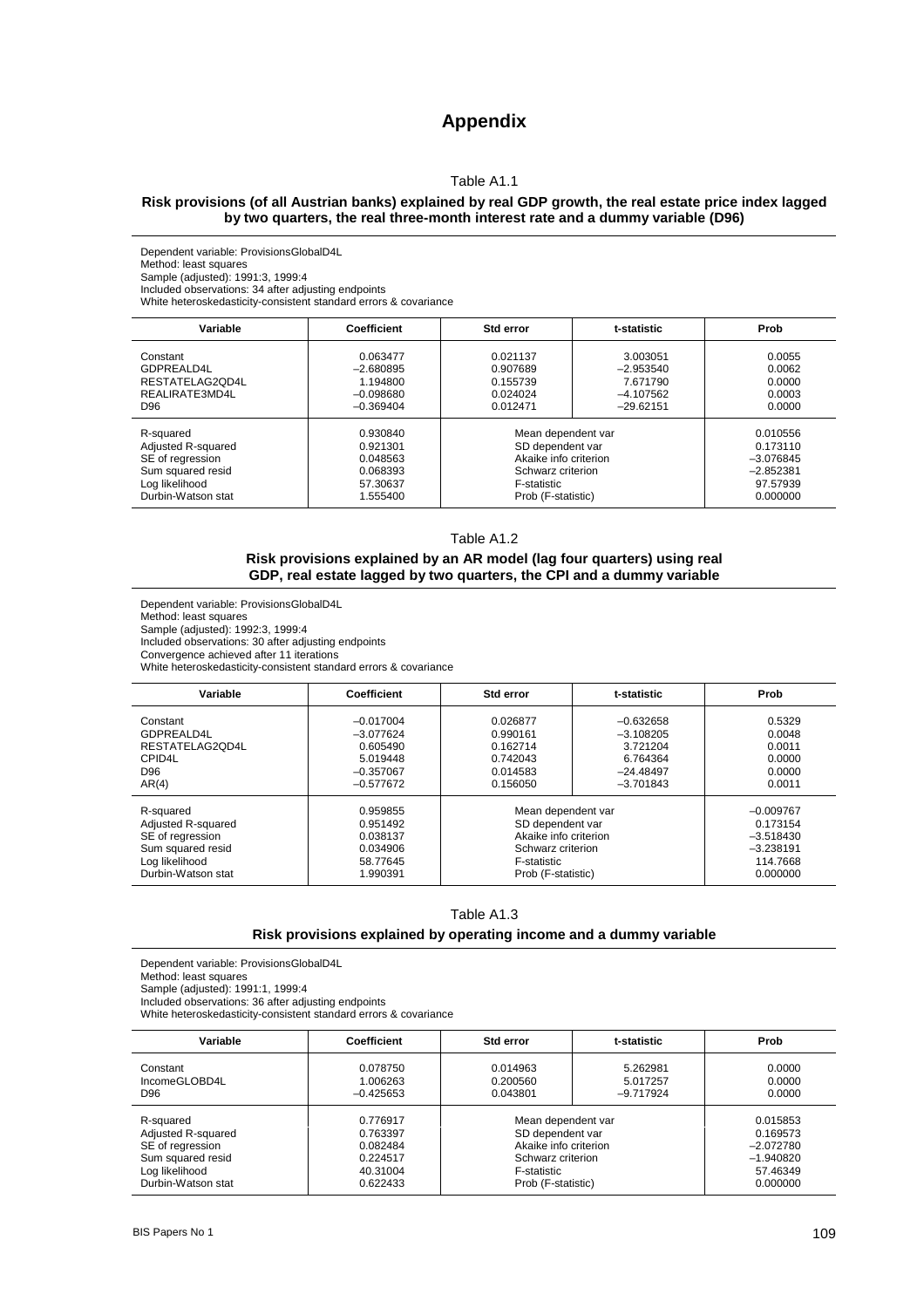# Appendix

Table A1.1

**Risk provisions (of all Austrian banks) explained by real GDP growth, the real estate price index lagged by two quarters, the real three-month interest rate and a dummy variable (D96)**

Dependent variable: ProvisionsGlobalD4L
Method: least squares
Sample (adjusted): 1991:3, 1999:4
Included observations: 34 after adjusting endpoints
White heteroskedasticity-consistent standard errors & covariance

| Variable | Coefficient | Std error | t-statistic | Prob |
|---|---|---|---|---|
| Constant | 0.063477 | 0.021137 | 3.003051 | 0.0055 |
| GDPREALD4L | –2.680895 | 0.907689 | –2.953540 | 0.0062 |
| RESTATELAG2QD4L | 1.194800 | 0.155739 | 7.671790 | 0.0000 |
| REALIRATE3MD4L | –0.098680 | 0.024024 | –4.107562 | 0.0003 |
| D96 | –0.369404 | 0.012471 | –29.62151 | 0.0000 |
| R-squared | 0.930840 | Mean dependent var | | 0.010556 |
| Adjusted R-squared | 0.921301 | SD dependent var | | 0.173110 |
| SE of regression | 0.048563 | Akaike info criterion | | –3.076845 |
| Sum squared resid | 0.068393 | Schwarz criterion | | –2.852381 |
| Log likelihood | 57.30637 | F-statistic | | 97.57939 |
| Durbin-Watson stat | 1.555400 | Prob (F-statistic) | | 0.000000 |

Table A1.2

**Risk provisions explained by an AR model (lag four quarters) using real GDP, real estate lagged by two quarters, the CPI and a dummy variable**

Dependent variable: ProvisionsGlobalD4L
Method: least squares
Sample (adjusted): 1992:3, 1999:4
Included observations: 30 after adjusting endpoints
Convergence achieved after 11 iterations
White heteroskedasticity-consistent standard errors & covariance

| Variable | Coefficient | Std error | t-statistic | Prob |
|---|---|---|---|---|
| Constant | –0.017004 | 0.026877 | –0.632658 | 0.5329 |
| GDPREALD4L | –3.077624 | 0.990161 | –3.108205 | 0.0048 |
| RESTATELAG2QD4L | 0.605490 | 0.162714 | 3.721204 | 0.0011 |
| CPID4L | 5.019448 | 0.742043 | 6.764364 | 0.0000 |
| D96 | –0.357067 | 0.014583 | –24.48497 | 0.0000 |
| AR(4) | –0.577672 | 0.156050 | –3.701843 | 0.0011 |
| R-squared | 0.959855 | Mean dependent var | | –0.009767 |
| Adjusted R-squared | 0.951492 | SD dependent var | | 0.173154 |
| SE of regression | 0.038137 | Akaike info criterion | | –3.518430 |
| Sum squared resid | 0.034906 | Schwarz criterion | | –3.238191 |
| Log likelihood | 58.77645 | F-statistic | | 114.7668 |
| Durbin-Watson stat | 1.990391 | Prob (F-statistic) | | 0.000000 |

Table A1.3

**Risk provisions explained by operating income and a dummy variable**

Dependent variable: ProvisionsGlobalD4L
Method: least squares
Sample (adjusted): 1991:1, 1999:4
Included observations: 36 after adjusting endpoints
White heteroskedasticity-consistent standard errors & covariance

| Variable | Coefficient | Std error | t-statistic | Prob |
|---|---|---|---|---|
| Constant | 0.078750 | 0.014963 | 5.262981 | 0.0000 |
| IncomeGLOBD4L | 1.006263 | 0.200560 | 5.017257 | 0.0000 |
| D96 | –0.425653 | 0.043801 | –9.717924 | 0.0000 |
| R-squared | 0.776917 | Mean dependent var | | 0.015853 |
| Adjusted R-squared | 0.763397 | SD dependent var | | 0.169573 |
| SE of regression | 0.082484 | Akaike info criterion | | –2.072780 |
| Sum squared resid | 0.224517 | Schwarz criterion | | –1.940820 |
| Log likelihood | 40.31004 | F-statistic | | 57.46349 |
| Durbin-Watson stat | 0.622433 | Prob (F-statistic) | | 0.000000 |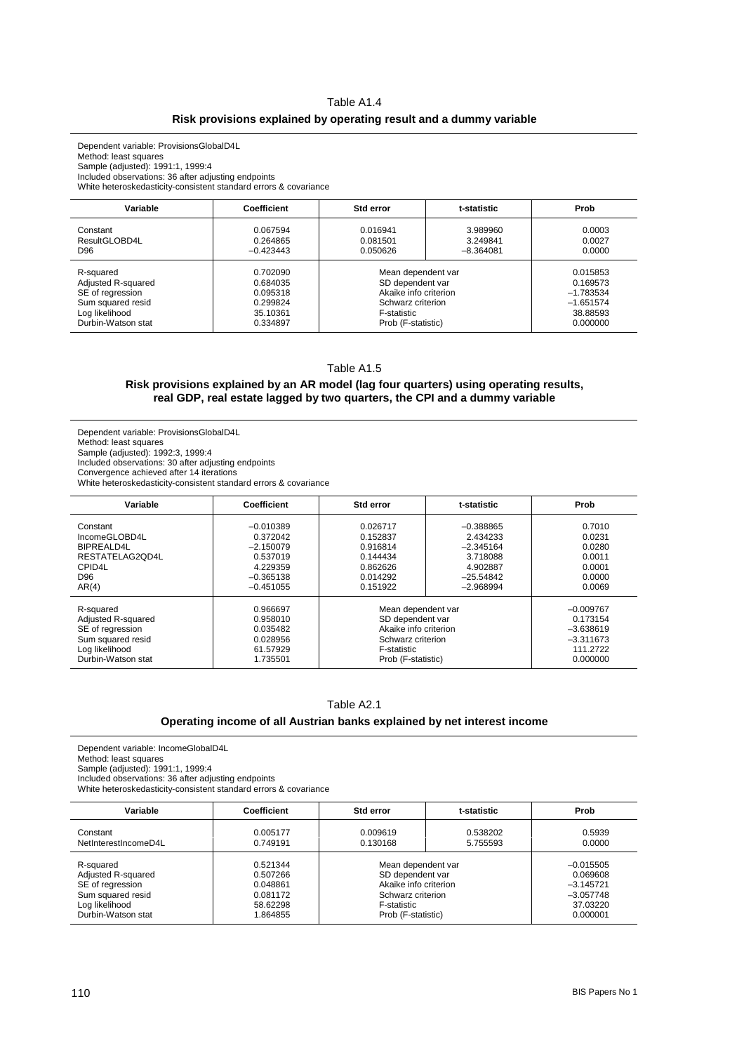### Table A1.4

**Risk provisions explained by operating result and a dummy variable**

Dependent variable: ProvisionsGlobalD4L
Method: least squares
Sample (adjusted): 1991:1, 1999:4
Included observations: 36 after adjusting endpoints
White heteroskedasticity-consistent standard errors & covariance

| Variable | Coefficient | Std error | t-statistic | Prob |
|---|---|---|---|---|
| Constant | 0.067594 | 0.016941 | 3.989960 | 0.0003 |
| ResultGLOBD4L | 0.264865 | 0.081501 | 3.249841 | 0.0027 |
| D96 | −0.423443 | 0.050626 | −8.364081 | 0.0000 |
| R-squared | 0.702090 | Mean dependent var | | 0.015853 |
| Adjusted R-squared | 0.684035 | SD dependent var | | 0.169573 |
| SE of regression | 0.095318 | Akaike info criterion | | −1.783534 |
| Sum squared resid | 0.299824 | Schwarz criterion | | −1.651574 |
| Log likelihood | 35.10361 | F-statistic | | 38.88593 |
| Durbin-Watson stat | 0.334897 | Prob (F-statistic) | | 0.000000 |

### Table A1.5

**Risk provisions explained by an AR model (lag four quarters) using operating results, real GDP, real estate lagged by two quarters, the CPI and a dummy variable**

Dependent variable: ProvisionsGlobalD4L
Method: least squares
Sample (adjusted): 1992:3, 1999:4
Included observations: 30 after adjusting endpoints
Convergence achieved after 14 iterations
White heteroskedasticity-consistent standard errors & covariance

| Variable | Coefficient | Std error | t-statistic | Prob |
|---|---|---|---|---|
| Constant | −0.010389 | 0.026717 | −0.388865 | 0.7010 |
| IncomeGLOBD4L | 0.372042 | 0.152837 | 2.434233 | 0.0231 |
| BIPREALD4L | −2.150079 | 0.916814 | −2.345164 | 0.0280 |
| RESTATELAG2QD4L | 0.537019 | 0.144434 | 3.718088 | 0.0011 |
| CPID4L | 4.229359 | 0.862626 | 4.902887 | 0.0001 |
| D96 | −0.365138 | 0.014292 | −25.54842 | 0.0000 |
| AR(4) | −0.451055 | 0.151922 | −2.968994 | 0.0069 |
| R-squared | 0.966697 | Mean dependent var | | −0.009767 |
| Adjusted R-squared | 0.958010 | SD dependent var | | 0.173154 |
| SE of regression | 0.035482 | Akaike info criterion | | −3.638619 |
| Sum squared resid | 0.028956 | Schwarz criterion | | −3.311673 |
| Log likelihood | 61.57929 | F-statistic | | 111.2722 |
| Durbin-Watson stat | 1.735501 | Prob (F-statistic) | | 0.000000 |

### Table A2.1

**Operating income of all Austrian banks explained by net interest income**

Dependent variable: IncomeGlobalD4L
Method: least squares
Sample (adjusted): 1991:1, 1999:4
Included observations: 36 after adjusting endpoints
White heteroskedasticity-consistent standard errors & covariance

| Variable | Coefficient | Std error | t-statistic | Prob |
|---|---|---|---|---|
| Constant | 0.005177 | 0.009619 | 0.538202 | 0.5939 |
| NetInterestIncomeD4L | 0.749191 | 0.130168 | 5.755593 | 0.0000 |
| R-squared | 0.521344 | Mean dependent var | | −0.015505 |
| Adjusted R-squared | 0.507266 | SD dependent var | | 0.069608 |
| SE of regression | 0.048861 | Akaike info criterion | | −3.145721 |
| Sum squared resid | 0.081172 | Schwarz criterion | | −3.057748 |
| Log likelihood | 58.62298 | F-statistic | | 37.03220 |
| Durbin-Watson stat | 1.864855 | Prob (F-statistic) | | 0.000001 |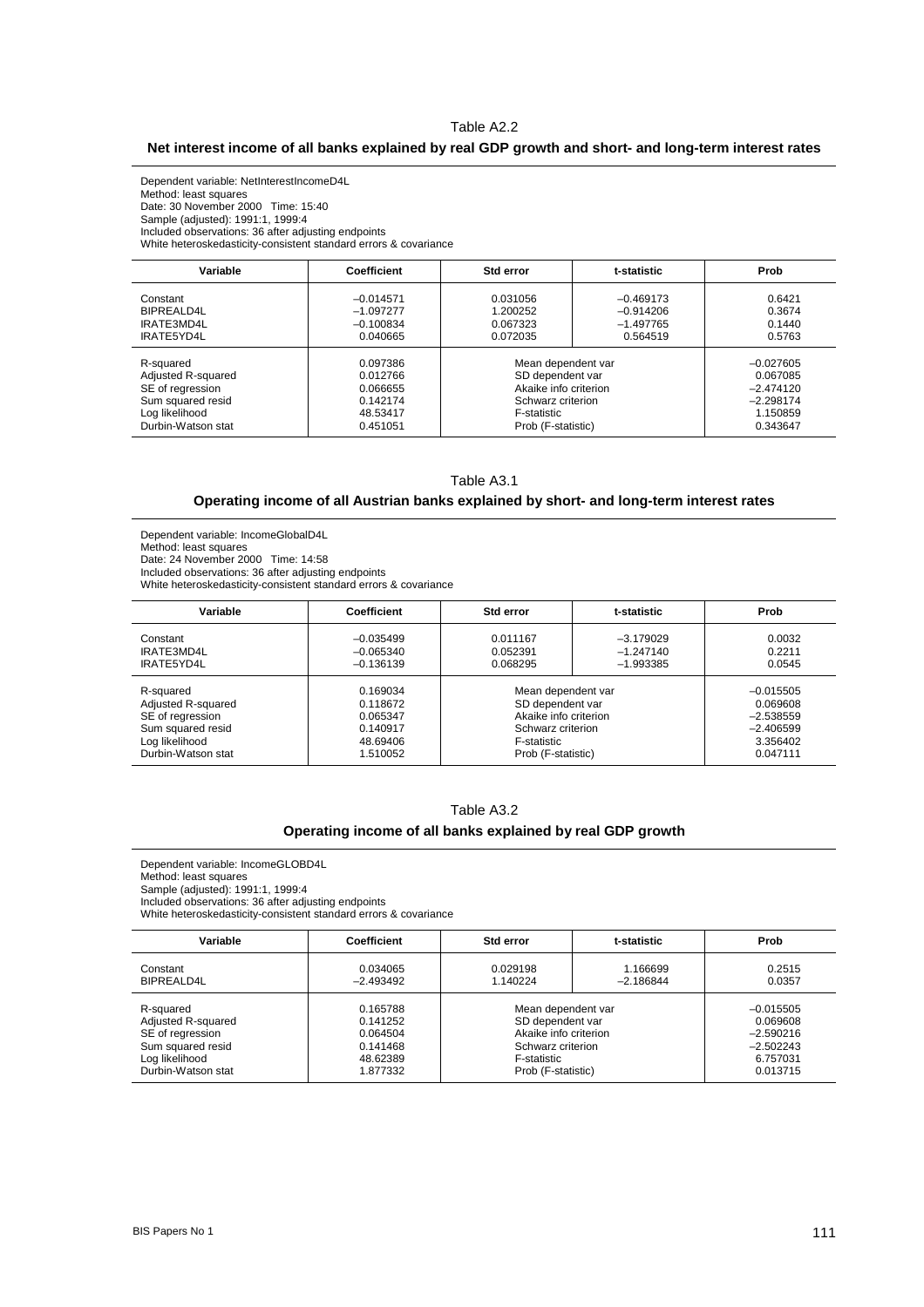Table A2.2

**Net interest income of all banks explained by real GDP growth and short- and long-term interest rates**

Dependent variable: NetInterestIncomeD4L
Method: least squares
Date: 30 November 2000 Time: 15:40
Sample (adjusted): 1991:1, 1999:4
Included observations: 36 after adjusting endpoints
White heteroskedasticity-consistent standard errors & covariance

| Variable | Coefficient | Std error | t-statistic | Prob |
|---|---|---|---|---|
| Constant | −0.014571 | 0.031056 | −0.469173 | 0.6421 |
| BIPREALD4L | −1.097277 | 1.200252 | −0.914206 | 0.3674 |
| IRATE3MD4L | −0.100834 | 0.067323 | −1.497765 | 0.1440 |
| IRATE5YD4L | 0.040665 | 0.072035 | 0.564519 | 0.5763 |
| R-squared | 0.097386 | Mean dependent var | | −0.027605 |
| Adjusted R-squared | 0.012766 | SD dependent var | | 0.067085 |
| SE of regression | 0.066655 | Akaike info criterion | | −2.474120 |
| Sum squared resid | 0.142174 | Schwarz criterion | | −2.298174 |
| Log likelihood | 48.53417 | F-statistic | | 1.150859 |
| Durbin-Watson stat | 0.451051 | Prob (F-statistic) | | 0.343647 |

Table A3.1

**Operating income of all Austrian banks explained by short- and long-term interest rates**

Dependent variable: IncomeGlobalD4L
Method: least squares
Date: 24 November 2000 Time: 14:58
Included observations: 36 after adjusting endpoints
White heteroskedasticity-consistent standard errors & covariance

| Variable | Coefficient | Std error | t-statistic | Prob |
|---|---|---|---|---|
| Constant | −0.035499 | 0.011167 | −3.179029 | 0.0032 |
| IRATE3MD4L | −0.065340 | 0.052391 | −1.247140 | 0.2211 |
| IRATE5YD4L | −0.136139 | 0.068295 | −1.993385 | 0.0545 |
| R-squared | 0.169034 | Mean dependent var | | −0.015505 |
| Adjusted R-squared | 0.118672 | SD dependent var | | 0.069608 |
| SE of regression | 0.065347 | Akaike info criterion | | −2.538559 |
| Sum squared resid | 0.140917 | Schwarz criterion | | −2.406599 |
| Log likelihood | 48.69406 | F-statistic | | 3.356402 |
| Durbin-Watson stat | 1.510052 | Prob (F-statistic) | | 0.047111 |

Table A3.2

**Operating income of all banks explained by real GDP growth**

Dependent variable: IncomeGLOBD4L
Method: least squares
Sample (adjusted): 1991:1, 1999:4
Included observations: 36 after adjusting endpoints
White heteroskedasticity-consistent standard errors & covariance

| Variable | Coefficient | Std error | t-statistic | Prob |
|---|---|---|---|---|
| Constant | 0.034065 | 0.029198 | 1.166699 | 0.2515 |
| BIPREALD4L | −2.493492 | 1.140224 | −2.186844 | 0.0357 |
| R-squared | 0.165788 | Mean dependent var | | −0.015505 |
| Adjusted R-squared | 0.141252 | SD dependent var | | 0.069608 |
| SE of regression | 0.064504 | Akaike info criterion | | −2.590216 |
| Sum squared resid | 0.141468 | Schwarz criterion | | −2.502243 |
| Log likelihood | 48.62389 | F-statistic | | 6.757031 |
| Durbin-Watson stat | 1.877332 | Prob (F-statistic) | | 0.013715 |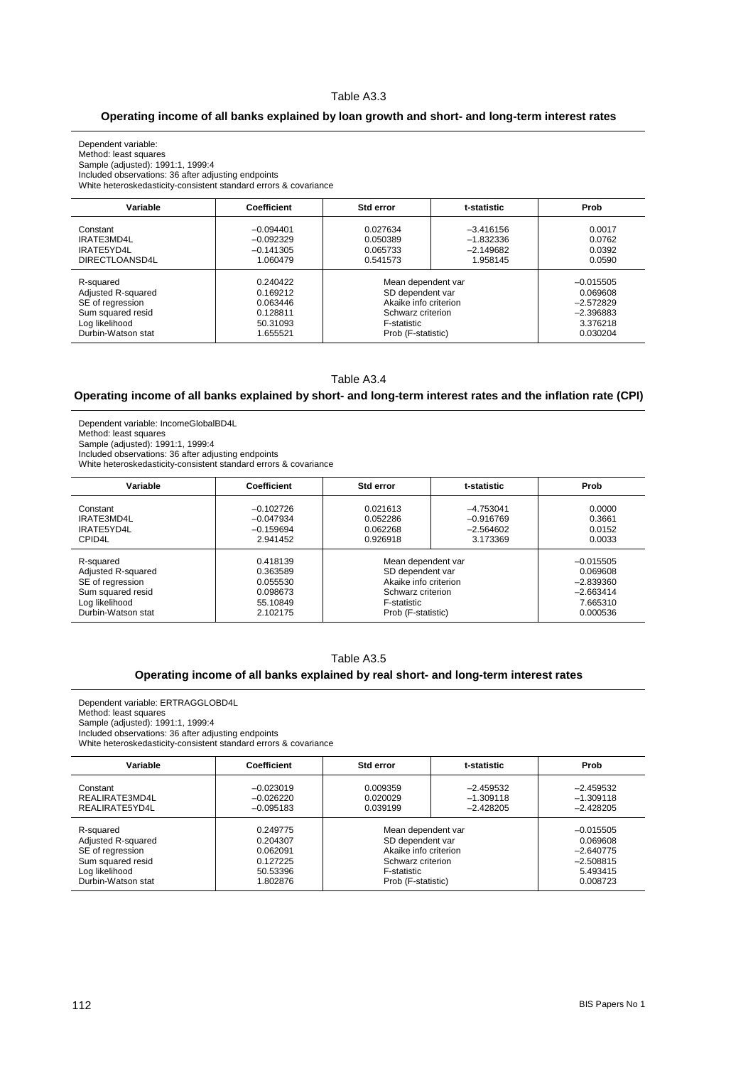Table A3.3

**Operating income of all banks explained by loan growth and short- and long-term interest rates**

Dependent variable:
Method: least squares
Sample (adjusted): 1991:1, 1999:4
Included observations: 36 after adjusting endpoints
White heteroskedasticity-consistent standard errors & covariance

| Variable | Coefficient | Std error | t-statistic | Prob |
|---|---|---|---|---|
| Constant | –0.094401 | 0.027634 | –3.416156 | 0.0017 |
| IRATE3MD4L | –0.092329 | 0.050389 | –1.832336 | 0.0762 |
| IRATE5YD4L | –0.141305 | 0.065733 | –2.149682 | 0.0392 |
| DIRECTLOANSD4L | 1.060479 | 0.541573 | 1.958145 | 0.0590 |
| R-squared | 0.240422 | Mean dependent var | | –0.015505 |
| Adjusted R-squared | 0.169212 | SD dependent var | | 0.069608 |
| SE of regression | 0.063446 | Akaike info criterion | | –2.572829 |
| Sum squared resid | 0.128811 | Schwarz criterion | | –2.396883 |
| Log likelihood | 50.31093 | F-statistic | | 3.376218 |
| Durbin-Watson stat | 1.655521 | Prob (F-statistic) | | 0.030204 |

Table A3.4

**Operating income of all banks explained by short- and long-term interest rates and the inflation rate (CPI)**

Dependent variable: IncomeGlobalBD4L
Method: least squares
Sample (adjusted): 1991:1, 1999:4
Included observations: 36 after adjusting endpoints
White heteroskedasticity-consistent standard errors & covariance

| Variable | Coefficient | Std error | t-statistic | Prob |
|---|---|---|---|---|
| Constant | –0.102726 | 0.021613 | –4.753041 | 0.0000 |
| IRATE3MD4L | –0.047934 | 0.052286 | –0.916769 | 0.3661 |
| IRATE5YD4L | –0.159694 | 0.062268 | –2.564602 | 0.0152 |
| CPID4L | 2.941452 | 0.926918 | 3.173369 | 0.0033 |
| R-squared | 0.418139 | Mean dependent var | | –0.015505 |
| Adjusted R-squared | 0.363589 | SD dependent var | | 0.069608 |
| SE of regression | 0.055530 | Akaike info criterion | | –2.839360 |
| Sum squared resid | 0.098673 | Schwarz criterion | | –2.663414 |
| Log likelihood | 55.10849 | F-statistic | | 7.665310 |
| Durbin-Watson stat | 2.102175 | Prob (F-statistic) | | 0.000536 |

Table A3.5

**Operating income of all banks explained by real short- and long-term interest rates**

Dependent variable: ERTRAGGLOBD4L
Method: least squares
Sample (adjusted): 1991:1, 1999:4
Included observations: 36 after adjusting endpoints
White heteroskedasticity-consistent standard errors & covariance

| Variable | Coefficient | Std error | t-statistic | Prob |
|---|---|---|---|---|
| Constant | –0.023019 | 0.009359 | –2.459532 | –2.459532 |
| REALIRATE3MD4L | –0.026220 | 0.020029 | –1.309118 | –1.309118 |
| REALIRATE5YD4L | –0.095183 | 0.039199 | –2.428205 | –2.428205 |
| R-squared | 0.249775 | Mean dependent var | | –0.015505 |
| Adjusted R-squared | 0.204307 | SD dependent var | | 0.069608 |
| SE of regression | 0.062091 | Akaike info criterion | | –2.640775 |
| Sum squared resid | 0.127225 | Schwarz criterion | | –2.508815 |
| Log likelihood | 50.53396 | F-statistic | | 5.493415 |
| Durbin-Watson stat | 1.802876 | Prob (F-statistic) | | 0.008723 |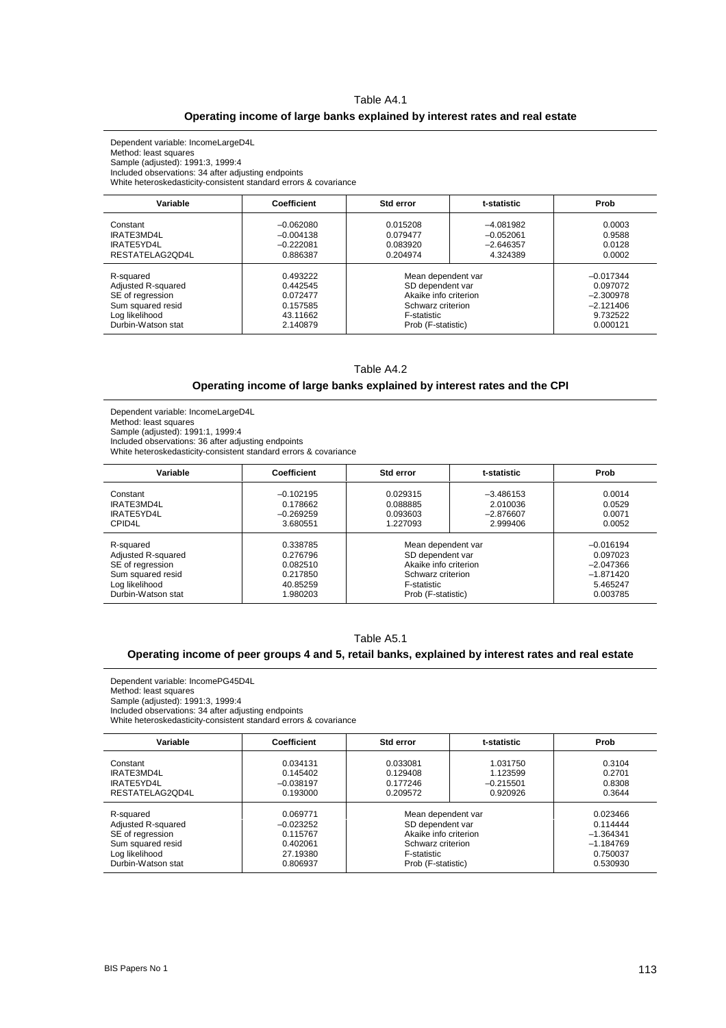Table A4.1

**Operating income of large banks explained by interest rates and real estate**

Dependent variable: IncomeLargeD4L
Method: least squares
Sample (adjusted): 1991:3, 1999:4
Included observations: 34 after adjusting endpoints
White heteroskedasticity-consistent standard errors & covariance

| Variable | Coefficient | Std error | t-statistic | Prob |
|---|---|---|---|---|
| Constant | –0.062080 | 0.015208 | –4.081982 | 0.0003 |
| IRATE3MD4L | –0.004138 | 0.079477 | –0.052061 | 0.9588 |
| IRATE5YD4L | –0.222081 | 0.083920 | –2.646357 | 0.0128 |
| RESTATELAG2QD4L | 0.886387 | 0.204974 | 4.324389 | 0.0002 |
| R-squared | 0.493222 | Mean dependent var | | –0.017344 |
| Adjusted R-squared | 0.442545 | SD dependent var | | 0.097072 |
| SE of regression | 0.072477 | Akaike info criterion | | –2.300978 |
| Sum squared resid | 0.157585 | Schwarz criterion | | –2.121406 |
| Log likelihood | 43.11662 | F-statistic | | 9.732522 |
| Durbin-Watson stat | 2.140879 | Prob (F-statistic) | | 0.000121 |

Table A4.2

**Operating income of large banks explained by interest rates and the CPI**

Dependent variable: IncomeLargeD4L
Method: least squares
Sample (adjusted): 1991:1, 1999:4
Included observations: 36 after adjusting endpoints
White heteroskedasticity-consistent standard errors & covariance

| Variable | Coefficient | Std error | t-statistic | Prob |
|---|---|---|---|---|
| Constant | –0.102195 | 0.029315 | –3.486153 | 0.0014 |
| IRATE3MD4L | 0.178662 | 0.088885 | 2.010036 | 0.0529 |
| IRATE5YD4L | –0.269259 | 0.093603 | –2.876607 | 0.0071 |
| CPID4L | 3.680551 | 1.227093 | 2.999406 | 0.0052 |
| R-squared | 0.338785 | Mean dependent var | | –0.016194 |
| Adjusted R-squared | 0.276796 | SD dependent var | | 0.097023 |
| SE of regression | 0.082510 | Akaike info criterion | | –2.047366 |
| Sum squared resid | 0.217850 | Schwarz criterion | | –1.871420 |
| Log likelihood | 40.85259 | F-statistic | | 5.465247 |
| Durbin-Watson stat | 1.980203 | Prob (F-statistic) | | 0.003785 |

Table A5.1

**Operating income of peer groups 4 and 5, retail banks, explained by interest rates and real estate**

Dependent variable: IncomePG45D4L
Method: least squares
Sample (adjusted): 1991:3, 1999:4
Included observations: 34 after adjusting endpoints
White heteroskedasticity-consistent standard errors & covariance

| Variable | Coefficient | Std error | t-statistic | Prob |
|---|---|---|---|---|
| Constant | 0.034131 | 0.033081 | 1.031750 | 0.3104 |
| IRATE3MD4L | 0.145402 | 0.129408 | 1.123599 | 0.2701 |
| IRATE5YD4L | –0.038197 | 0.177246 | –0.215501 | 0.8308 |
| RESTATELAG2QD4L | 0.193000 | 0.209572 | 0.920926 | 0.3644 |
| R-squared | 0.069771 | Mean dependent var | | 0.023466 |
| Adjusted R-squared | –0.023252 | SD dependent var | | 0.114444 |
| SE of regression | 0.115767 | Akaike info criterion | | –1.364341 |
| Sum squared resid | 0.402061 | Schwarz criterion | | –1.184769 |
| Log likelihood | 27.19380 | F-statistic | | 0.750037 |
| Durbin-Watson stat | 0.806937 | Prob (F-statistic) | | 0.530930 |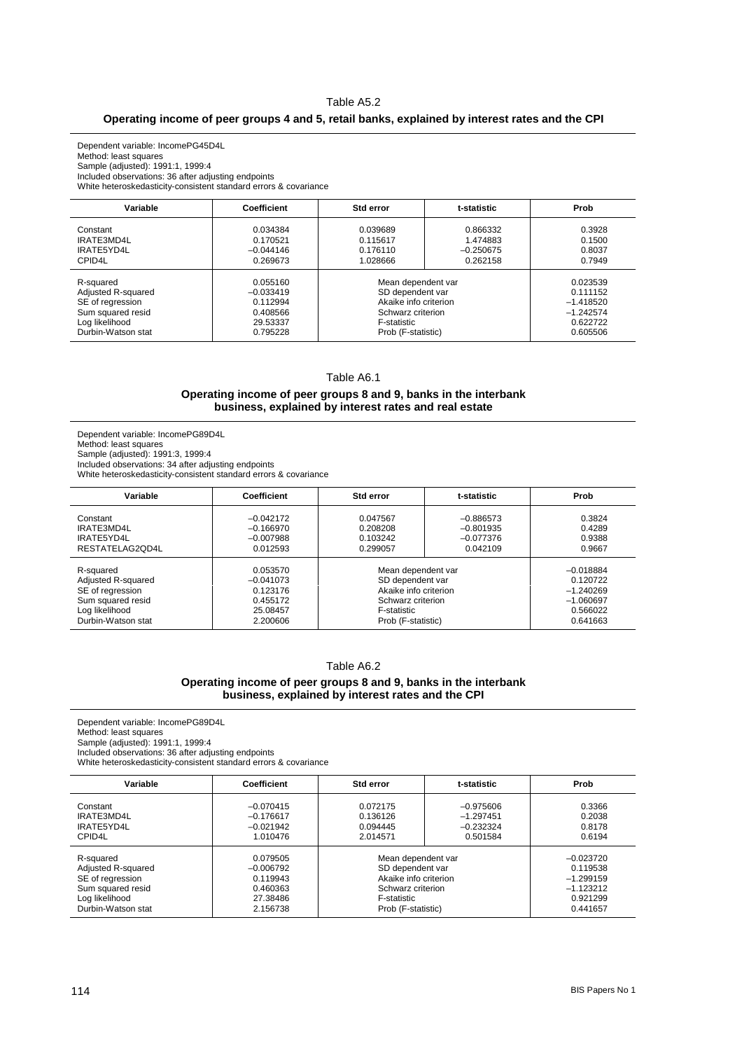Table A5.2

**Operating income of peer groups 4 and 5, retail banks, explained by interest rates and the CPI**

Dependent variable: IncomePG45D4L
Method: least squares
Sample (adjusted): 1991:1, 1999:4
Included observations: 36 after adjusting endpoints
White heteroskedasticity-consistent standard errors & covariance

| Variable | Coefficient | Std error | t-statistic | Prob |
|---|---|---|---|---|
| Constant | 0.034384 | 0.039689 | 0.866332 | 0.3928 |
| IRATE3MD4L | 0.170521 | 0.115617 | 1.474883 | 0.1500 |
| IRATE5YD4L | −0.044146 | 0.176110 | −0.250675 | 0.8037 |
| CPID4L | 0.269673 | 1.028666 | 0.262158 | 0.7949 |
| R-squared | 0.055160 | Mean dependent var | | 0.023539 |
| Adjusted R-squared | −0.033419 | SD dependent var | | 0.111152 |
| SE of regression | 0.112994 | Akaike info criterion | | −1.418520 |
| Sum squared resid | 0.408566 | Schwarz criterion | | −1.242574 |
| Log likelihood | 29.53337 | F-statistic | | 0.622722 |
| Durbin-Watson stat | 0.795228 | Prob (F-statistic) | | 0.605506 |

Table A6.1

**Operating income of peer groups 8 and 9, banks in the interbank business, explained by interest rates and real estate**

Dependent variable: IncomePG89D4L
Method: least squares
Sample (adjusted): 1991:3, 1999:4
Included observations: 34 after adjusting endpoints
White heteroskedasticity-consistent standard errors & covariance

| Variable | Coefficient | Std error | t-statistic | Prob |
|---|---|---|---|---|
| Constant | −0.042172 | 0.047567 | −0.886573 | 0.3824 |
| IRATE3MD4L | −0.166970 | 0.208208 | −0.801935 | 0.4289 |
| IRATE5YD4L | −0.007988 | 0.103242 | −0.077376 | 0.9388 |
| RESTATELAG2QD4L | 0.012593 | 0.299057 | 0.042109 | 0.9667 |
| R-squared | 0.053570 | Mean dependent var | | −0.018884 |
| Adjusted R-squared | −0.041073 | SD dependent var | | 0.120722 |
| SE of regression | 0.123176 | Akaike info criterion | | −1.240269 |
| Sum squared resid | 0.455172 | Schwarz criterion | | −1.060697 |
| Log likelihood | 25.08457 | F-statistic | | 0.566022 |
| Durbin-Watson stat | 2.200606 | Prob (F-statistic) | | 0.641663 |

Table A6.2

**Operating income of peer groups 8 and 9, banks in the interbank business, explained by interest rates and the CPI**

Dependent variable: IncomePG89D4L
Method: least squares
Sample (adjusted): 1991:1, 1999:4
Included observations: 36 after adjusting endpoints
White heteroskedasticity-consistent standard errors & covariance

| Variable | Coefficient | Std error | t-statistic | Prob |
|---|---|---|---|---|
| Constant | −0.070415 | 0.072175 | −0.975606 | 0.3366 |
| IRATE3MD4L | −0.176617 | 0.136126 | −1.297451 | 0.2038 |
| IRATE5YD4L | −0.021942 | 0.094445 | −0.232324 | 0.8178 |
| CPID4L | 1.010476 | 2.014571 | 0.501584 | 0.6194 |
| R-squared | 0.079505 | Mean dependent var | | −0.023720 |
| Adjusted R-squared | −0.006792 | SD dependent var | | 0.119538 |
| SE of regression | 0.119943 | Akaike info criterion | | −1.299159 |
| Sum squared resid | 0.460363 | Schwarz criterion | | −1.123212 |
| Log likelihood | 27.38486 | F-statistic | | 0.921299 |
| Durbin-Watson stat | 2.156738 | Prob (F-statistic) | | 0.441657 |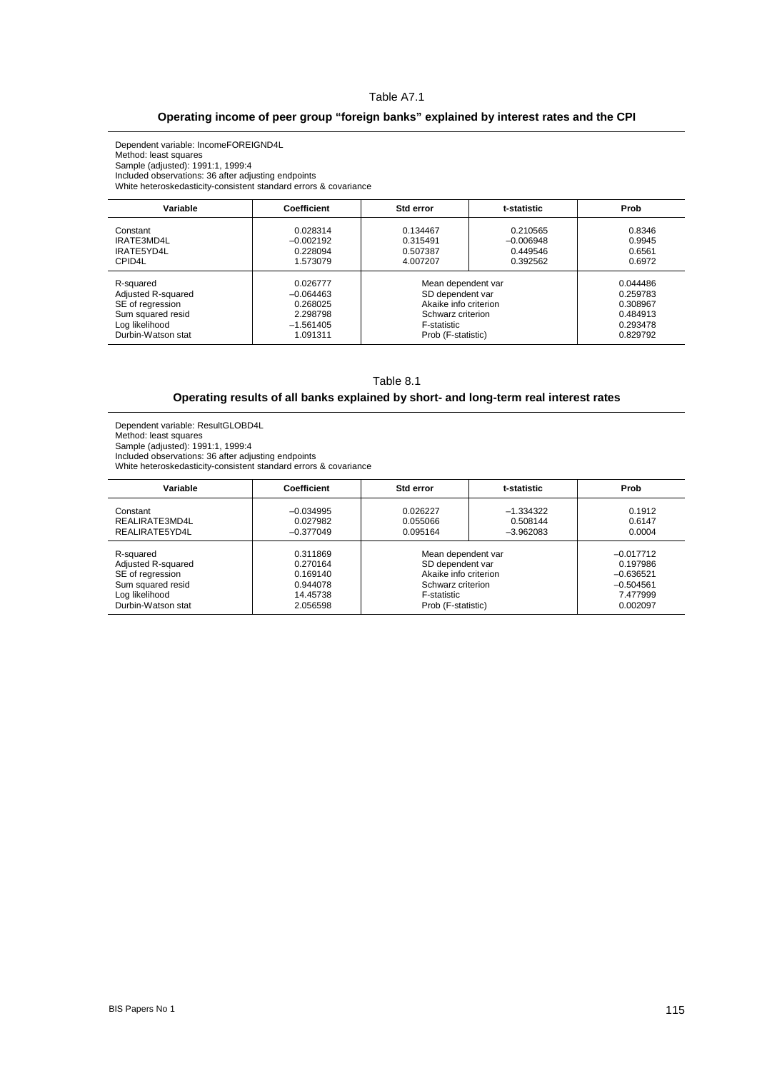Table A7.1

**Operating income of peer group "foreign banks" explained by interest rates and the CPI**

Dependent variable: IncomeFOREIGND4L
Method: least squares
Sample (adjusted): 1991:1, 1999:4
Included observations: 36 after adjusting endpoints
White heteroskedasticity-consistent standard errors & covariance

| Variable | Coefficient | Std error | t-statistic | Prob |
|---|---|---|---|---|
| Constant | 0.028314 | 0.134467 | 0.210565 | 0.8346 |
| IRATE3MD4L | –0.002192 | 0.315491 | –0.006948 | 0.9945 |
| IRATE5YD4L | 0.228094 | 0.507387 | 0.449546 | 0.6561 |
| CPID4L | 1.573079 | 4.007207 | 0.392562 | 0.6972 |
| R-squared | 0.026777 | Mean dependent var | | 0.044486 |
| Adjusted R-squared | –0.064463 | SD dependent var | | 0.259783 |
| SE of regression | 0.268025 | Akaike info criterion | | 0.308967 |
| Sum squared resid | 2.298798 | Schwarz criterion | | 0.484913 |
| Log likelihood | –1.561405 | F-statistic | | 0.293478 |
| Durbin-Watson stat | 1.091311 | Prob (F-statistic) | | 0.829792 |

Table 8.1

**Operating results of all banks explained by short- and long-term real interest rates**

Dependent variable: ResultGLOBD4L
Method: least squares
Sample (adjusted): 1991:1, 1999:4
Included observations: 36 after adjusting endpoints
White heteroskedasticity-consistent standard errors & covariance

| Variable | Coefficient | Std error | t-statistic | Prob |
|---|---|---|---|---|
| Constant | –0.034995 | 0.026227 | –1.334322 | 0.1912 |
| REALIRATE3MD4L | 0.027982 | 0.055066 | 0.508144 | 0.6147 |
| REALIRATE5YD4L | –0.377049 | 0.095164 | –3.962083 | 0.0004 |
| R-squared | 0.311869 | Mean dependent var | | –0.017712 |
| Adjusted R-squared | 0.270164 | SD dependent var | | 0.197986 |
| SE of regression | 0.169140 | Akaike info criterion | | –0.636521 |
| Sum squared resid | 0.944078 | Schwarz criterion | | –0.504561 |
| Log likelihood | 14.45738 | F-statistic | | 7.477999 |
| Durbin-Watson stat | 2.056598 | Prob (F-statistic) | | 0.002097 |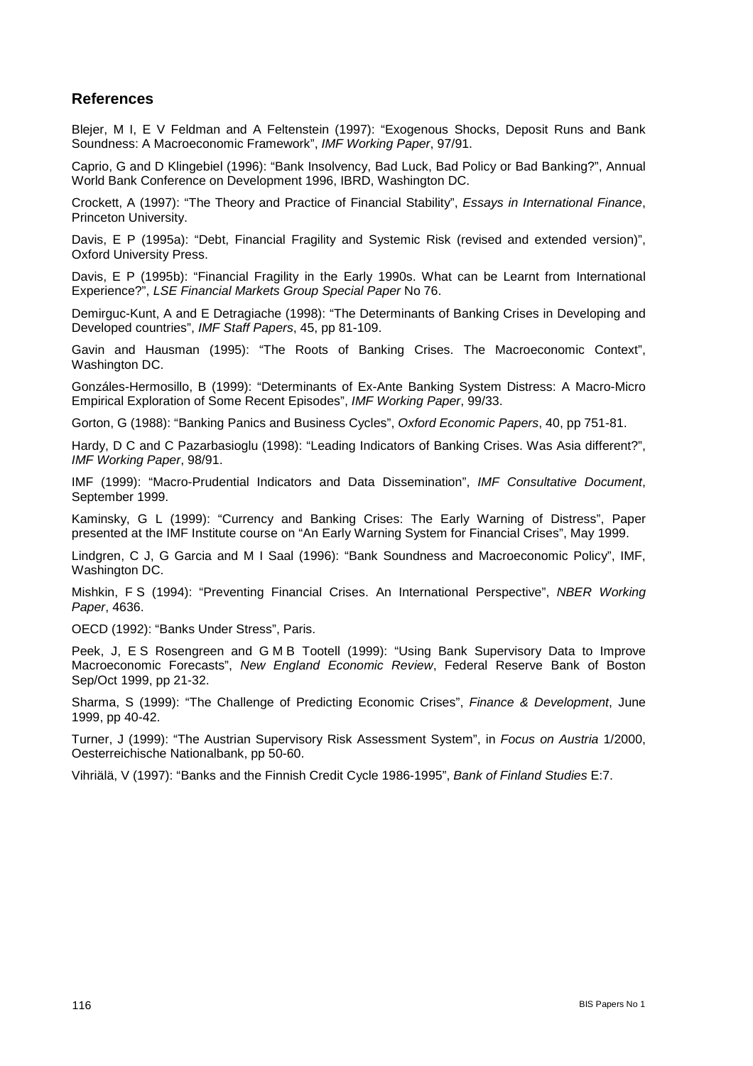## References

Blejer, M I, E V Feldman and A Feltenstein (1997): "Exogenous Shocks, Deposit Runs and Bank Soundness: A Macroeconomic Framework", *IMF Working Paper*, 97/91.

Caprio, G and D Klingebiel (1996): "Bank Insolvency, Bad Luck, Bad Policy or Bad Banking?", Annual World Bank Conference on Development 1996, IBRD, Washington DC.

Crockett, A (1997): "The Theory and Practice of Financial Stability", *Essays in International Finance*, Princeton University.

Davis, E P (1995a): "Debt, Financial Fragility and Systemic Risk (revised and extended version)", Oxford University Press.

Davis, E P (1995b): "Financial Fragility in the Early 1990s. What can be Learnt from International Experience?", *LSE Financial Markets Group Special Paper* No 76.

Demirguc-Kunt, A and E Detragiache (1998): "The Determinants of Banking Crises in Developing and Developed countries", *IMF Staff Papers*, 45, pp 81-109.

Gavin and Hausman (1995): "The Roots of Banking Crises. The Macroeconomic Context", Washington DC.

Gonzáles-Hermosillo, B (1999): "Determinants of Ex-Ante Banking System Distress: A Macro-Micro Empirical Exploration of Some Recent Episodes", *IMF Working Paper*, 99/33.

Gorton, G (1988): "Banking Panics and Business Cycles", *Oxford Economic Papers*, 40, pp 751-81.

Hardy, D C and C Pazarbasioglu (1998): "Leading Indicators of Banking Crises. Was Asia different?", *IMF Working Paper*, 98/91.

IMF (1999): "Macro-Prudential Indicators and Data Dissemination", *IMF Consultative Document*, September 1999.

Kaminsky, G L (1999): "Currency and Banking Crises: The Early Warning of Distress", Paper presented at the IMF Institute course on "An Early Warning System for Financial Crises", May 1999.

Lindgren, C J, G Garcia and M I Saal (1996): "Bank Soundness and Macroeconomic Policy", IMF, Washington DC.

Mishkin, F S (1994): "Preventing Financial Crises. An International Perspective", *NBER Working Paper*, 4636.

OECD (1992): "Banks Under Stress", Paris.

Peek, J, E S Rosengreen and G M B Tootell (1999): "Using Bank Supervisory Data to Improve Macroeconomic Forecasts", *New England Economic Review*, Federal Reserve Bank of Boston Sep/Oct 1999, pp 21-32.

Sharma, S (1999): "The Challenge of Predicting Economic Crises", *Finance & Development*, June 1999, pp 40-42.

Turner, J (1999): "The Austrian Supervisory Risk Assessment System", in *Focus on Austria* 1/2000, Oesterreichische Nationalbank, pp 50-60.

Vihriälä, V (1997): "Banks and the Finnish Credit Cycle 1986-1995", *Bank of Finland Studies* E:7.